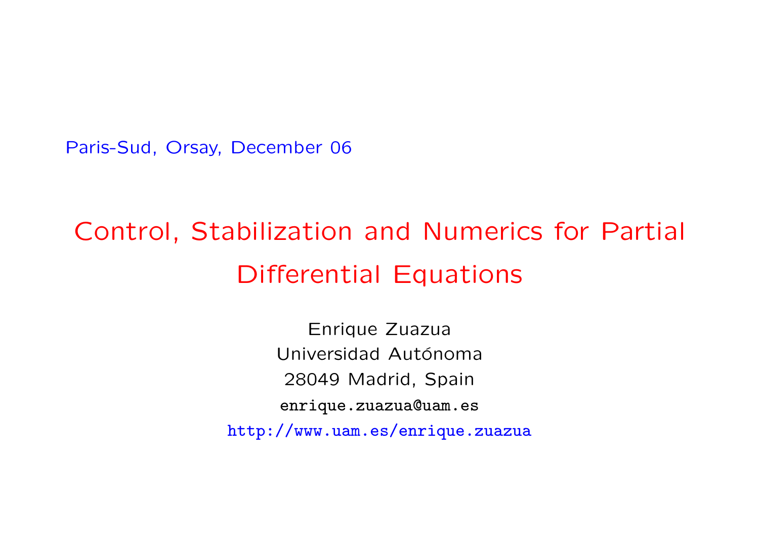Paris-Sud, Orsay, December 06

# Control, Stabilization and Numerics for Partial Differential Equations

Enrique Zuazua
Universidad Autónoma
28049 Madrid, Spain
enrique.zuazua@uam.es
http://www.uam.es/enrique.zuazua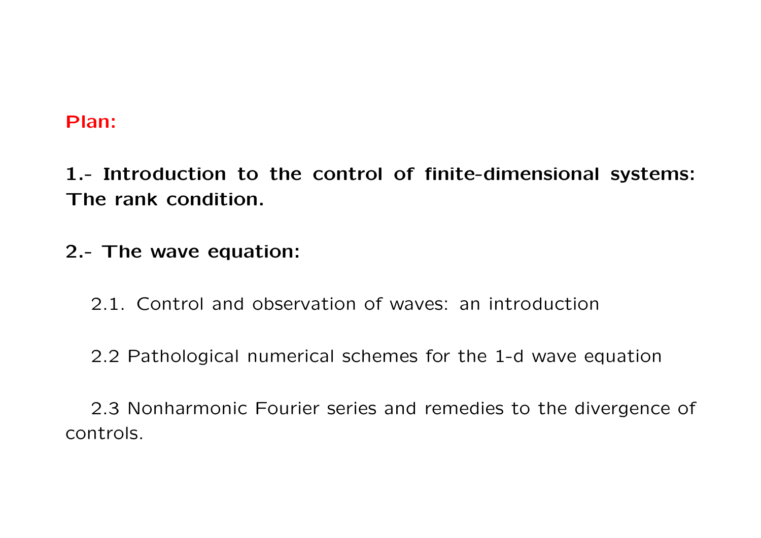**Plan:**

**1.- Introduction to the control of finite-dimensional systems: The rank condition.**

**2.- The wave equation:**

2.1. Control and observation of waves: an introduction

2.2 Pathological numerical schemes for the 1-d wave equation

2.3 Nonharmonic Fourier series and remedies to the divergence of controls.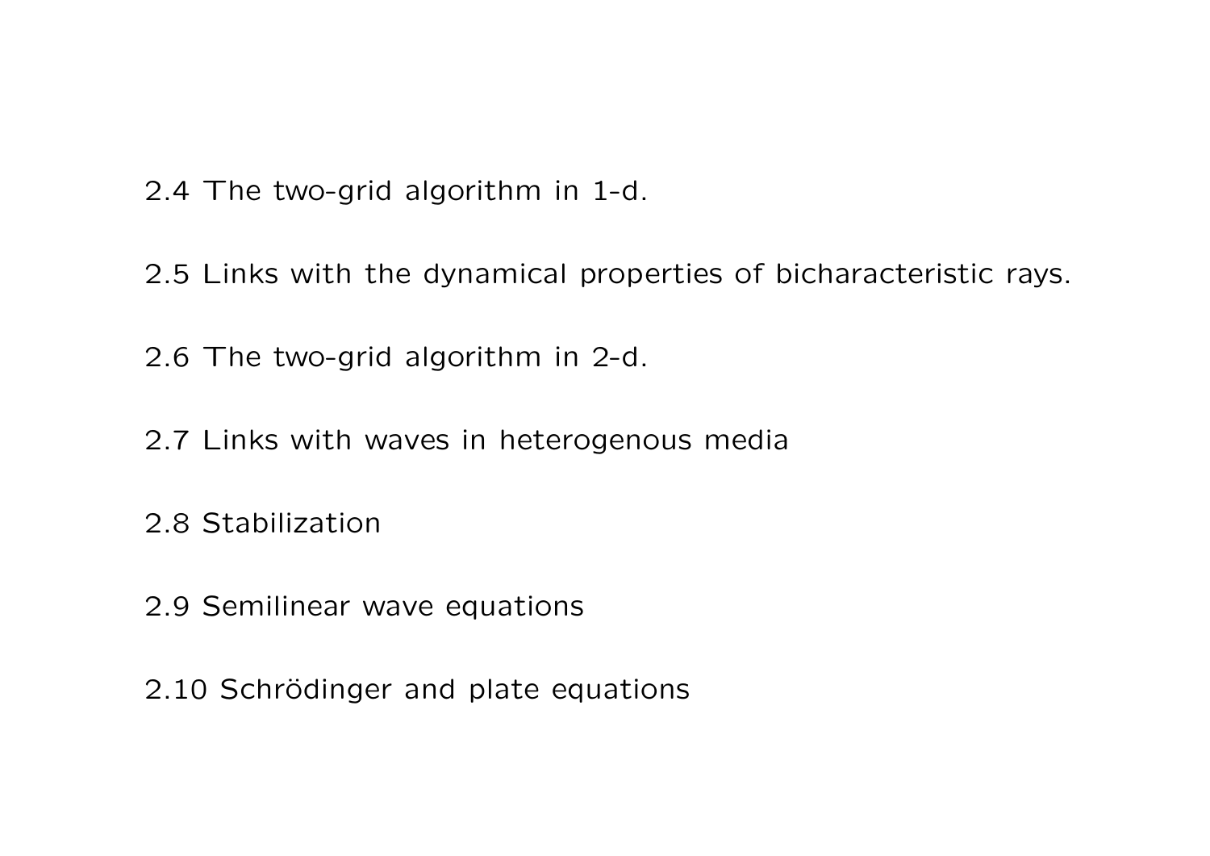2.4 The two-grid algorithm in 1-d.

2.5 Links with the dynamical properties of bicharacteristic rays.

2.6 The two-grid algorithm in 2-d.

2.7 Links with waves in heterogenous media

2.8 Stabilization

2.9 Semilinear wave equations

2.10 Schrödinger and plate equations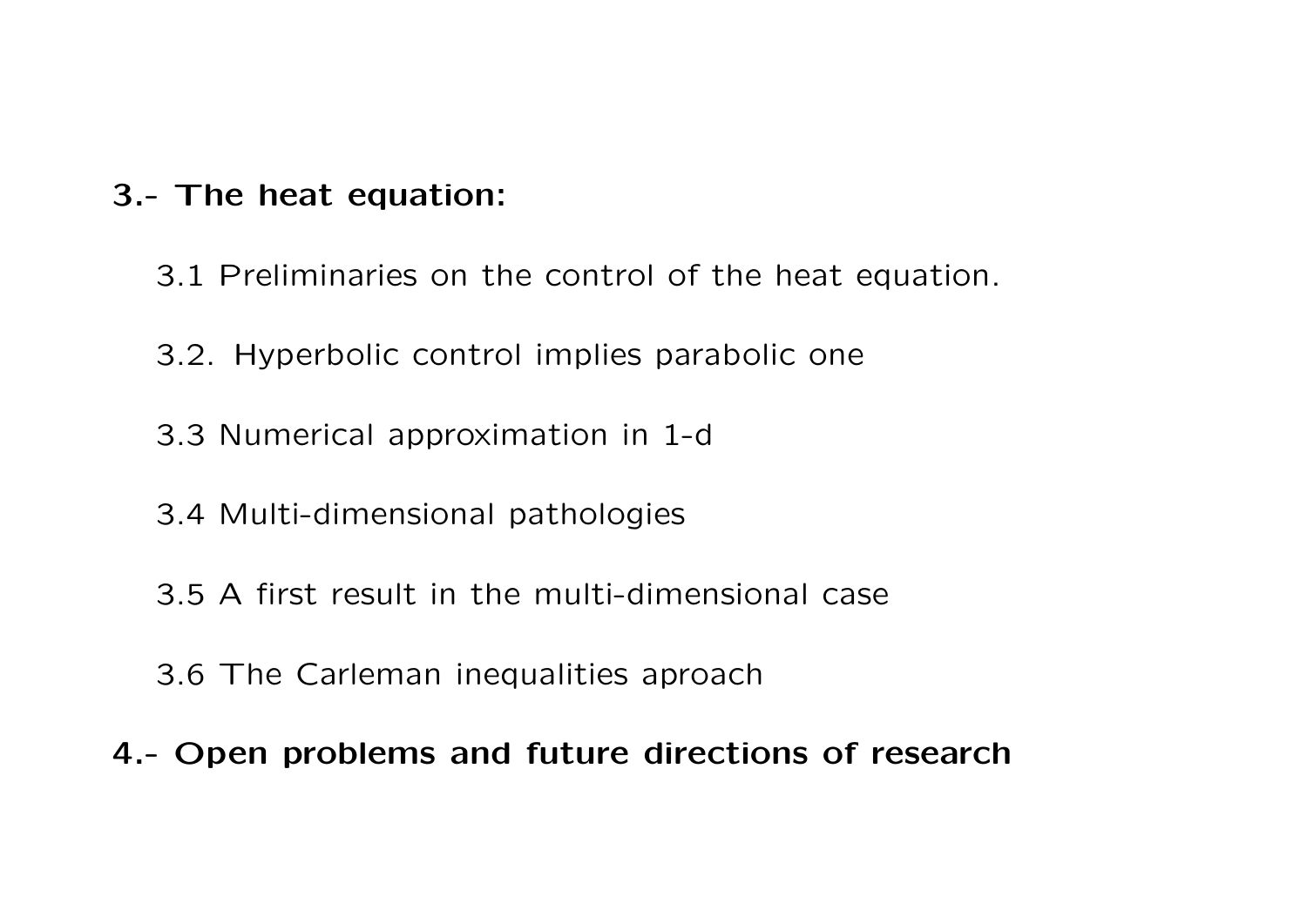**3.- The heat equation:**

3.1 Preliminaries on the control of the heat equation.

3.2. Hyperbolic control implies parabolic one

3.3 Numerical approximation in 1-d

3.4 Multi-dimensional pathologies

3.5 A first result in the multi-dimensional case

3.6 The Carleman inequalities aproach

**4.- Open problems and future directions of research**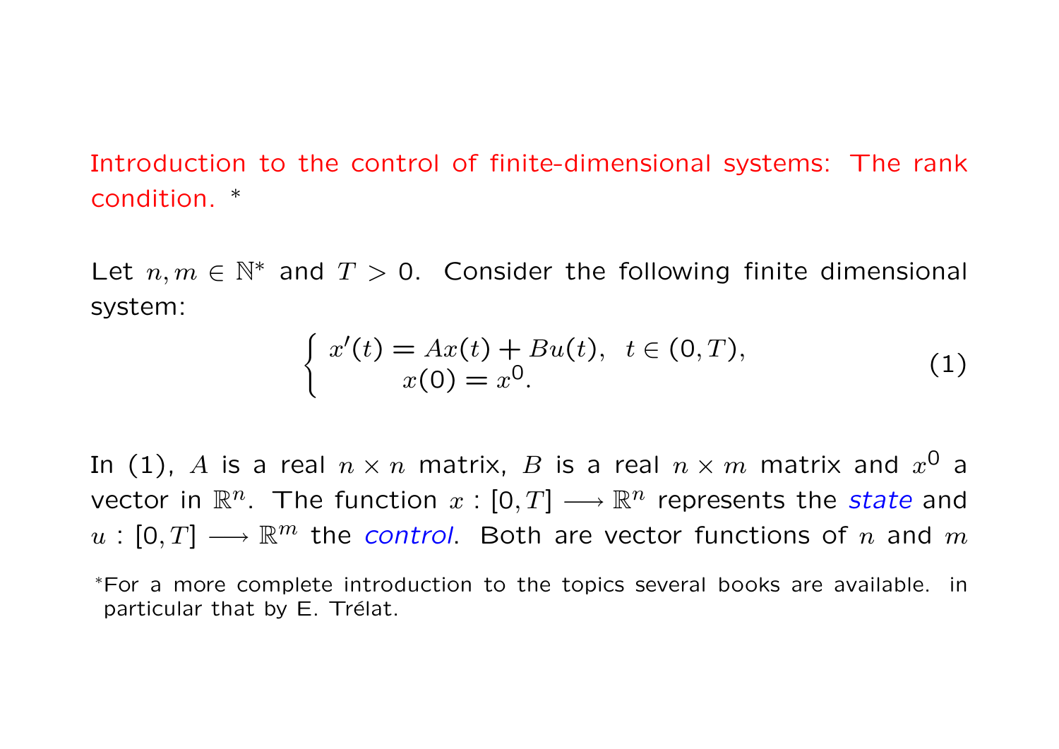## Introduction to the control of finite-dimensional systems: The rank condition. *

Let $n, m \in \mathbb{N}^*$ and $T > 0$. Consider the following finite dimensional system:

$$\begin{cases} x'(t) = Ax(t) + Bu(t), \quad t \in (0, T), \\ \qquad x(0) = x^0. \end{cases} \tag{1}$$

In (1), $A$ is a real $n \times n$ matrix, $B$ is a real $n \times m$ matrix and $x^0$ a vector in $\mathbb{R}^n$. The function $x : [0, T] \longrightarrow \mathbb{R}^n$ represents the *state* and $u : [0, T] \longrightarrow \mathbb{R}^m$ the *control*. Both are vector functions of $n$ and $m$

*For a more complete introduction to the topics several books are available. in particular that by E. Trélat.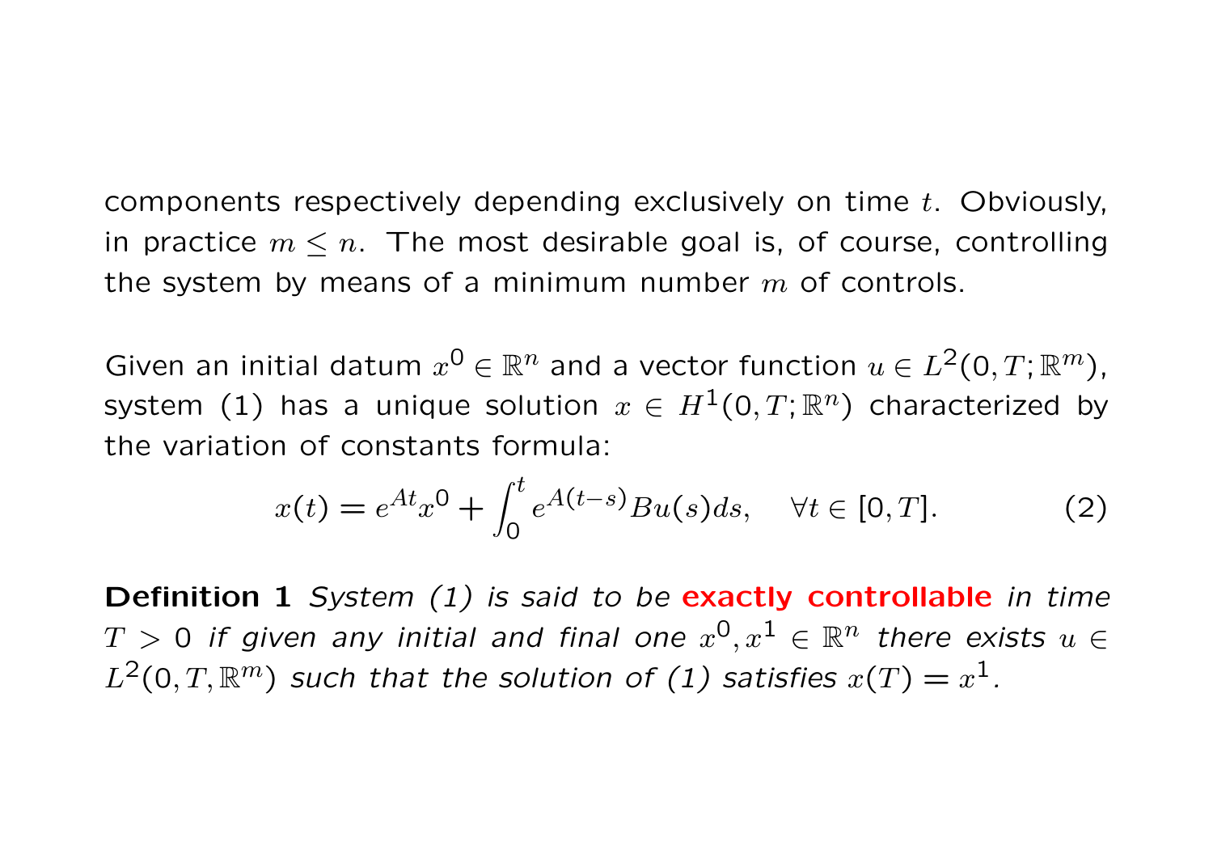components respectively depending exclusively on time $t$. Obviously, in practice $m \leq n$. The most desirable goal is, of course, controlling the system by means of a minimum number $m$ of controls.

Given an initial datum $x^0 \in \mathbb{R}^n$ and a vector function $u \in L^2(0, T; \mathbb{R}^m)$, system (1) has a unique solution $x \in H^1(0, T; \mathbb{R}^n)$ characterized by the variation of constants formula:

$$x(t) = e^{At}x^0 + \int_0^t e^{A(t-s)}Bu(s)ds, \quad \forall t \in [0, T]. \tag{2}$$

**Definition 1** *System (1) is said to be* **exactly controllable** *in time $T > 0$ if given any initial and final one $x^0, x^1 \in \mathbb{R}^n$ there exists $u \in L^2(0, T, \mathbb{R}^m)$ such that the solution of (1) satisfies $x(T) = x^1$.*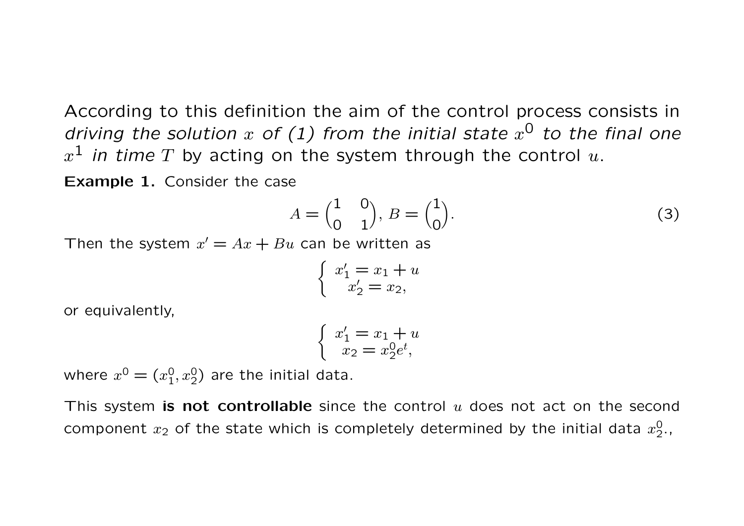According to this definition the aim of the control process consists in *driving the solution $x$ of (1) from the initial state $x^0$ to the final one $x^1$ in time $T$* by acting on the system through the control $u$.

**Example 1.** Consider the case

$$A = \begin{pmatrix} 1 & 0 \\ 0 & 1 \end{pmatrix},\ B = \begin{pmatrix} 1 \\ 0 \end{pmatrix}. \tag{3}$$

Then the system $x' = Ax + Bu$ can be written as

$$\begin{cases} x_1' = x_1 + u \\ x_2' = x_2, \end{cases}$$

or equivalently,

$$\begin{cases} x_1' = x_1 + u \\ x_2 = x_2^0 e^t, \end{cases}$$

where $x^0 = (x_1^0, x_2^0)$ are the initial data.

This system **is not controllable** since the control $u$ does not act on the second component $x_2$ of the state which is completely determined by the initial data $x_2^0$.,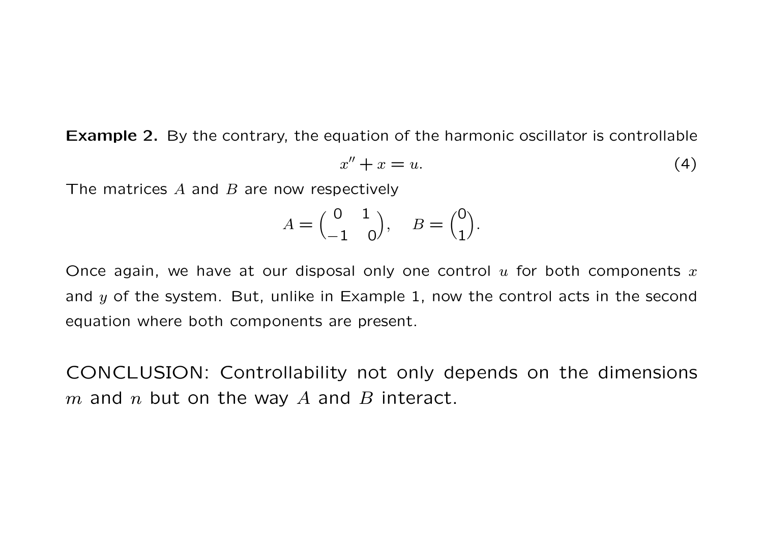**Example 2.** By the contrary, the equation of the harmonic oscillator is controllable

$$x'' + x = u. \tag{4}$$

The matrices $A$ and $B$ are now respectively

$$A = \begin{pmatrix} 0 & 1 \\ -1 & 0 \end{pmatrix}, \quad B = \begin{pmatrix} 0 \\ 1 \end{pmatrix}.$$

Once again, we have at our disposal only one control $u$ for both components $x$ and $y$ of the system. But, unlike in Example 1, now the control acts in the second equation where both components are present.

CONCLUSION: Controllability not only depends on the dimensions $m$ and $n$ but on the way $A$ and $B$ interact.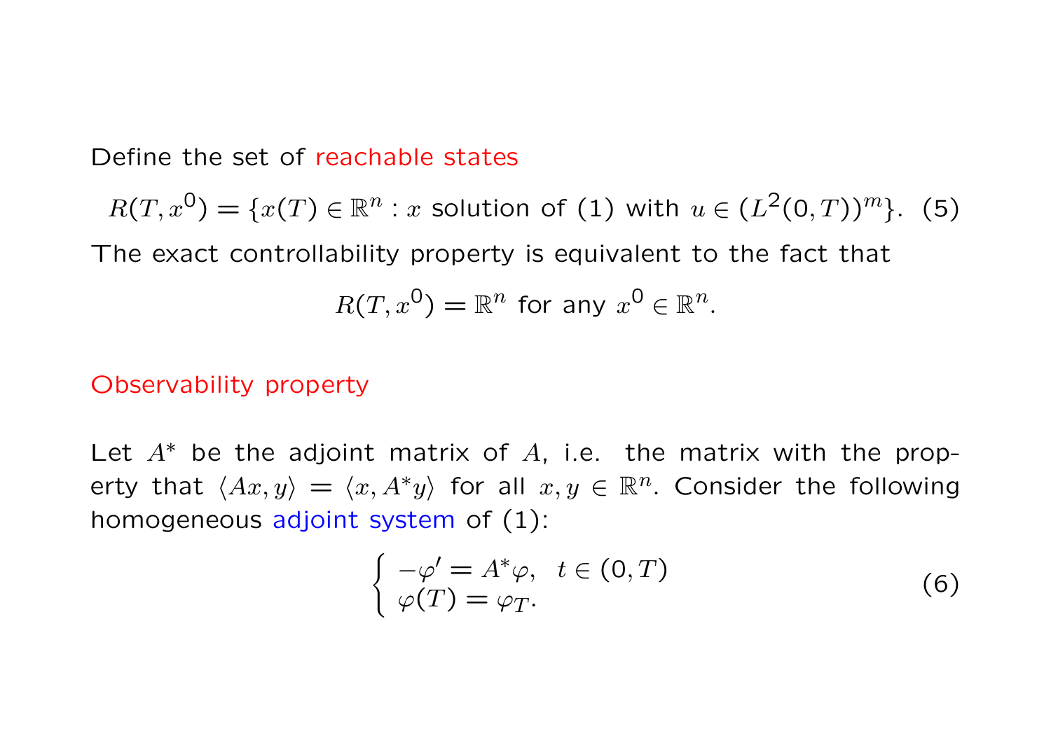Define the set of reachable states

$$R(T,x^0) = \{x(T) \in \mathbb{R}^n : x \text{ solution of (1) with } u \in (L^2(0,T))^m\}. \quad (5)$$

The exact controllability property is equivalent to the fact that

$$R(T,x^0) = \mathbb{R}^n \text{ for any } x^0 \in \mathbb{R}^n.$$

## Observability property

Let $A^*$ be the adjoint matrix of $A$, i.e. the matrix with the property that $\langle Ax, y \rangle = \langle x, A^*y \rangle$ for all $x, y \in \mathbb{R}^n$. Consider the following homogeneous adjoint system of (1):

$$\begin{cases} -\varphi' = A^*\varphi, & t \in (0,T) \\ \varphi(T) = \varphi_T. \end{cases} \quad (6)$$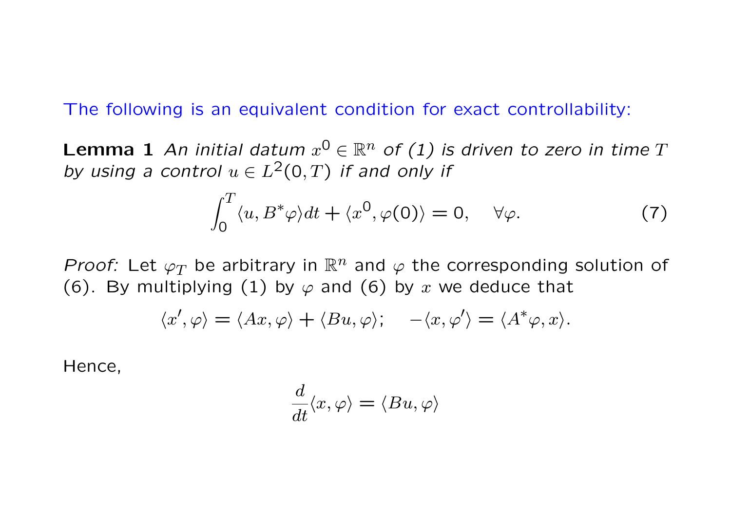The following is an equivalent condition for exact controllability:

**Lemma 1** *An initial datum $x^0 \in \mathbb{R}^n$ of (1) is driven to zero in time $T$ by using a control $u \in L^2(0,T)$ if and only if*

$$\int_0^T \langle u, B^*\varphi \rangle dt + \langle x^0, \varphi(0) \rangle = 0, \quad \forall \varphi. \tag{7}$$

*Proof:* Let $\varphi_T$ be arbitrary in $\mathbb{R}^n$ and $\varphi$ the corresponding solution of (6). By multiplying (1) by $\varphi$ and (6) by $x$ we deduce that

$$\langle x', \varphi \rangle = \langle Ax, \varphi \rangle + \langle Bu, \varphi \rangle; \quad -\langle x, \varphi' \rangle = \langle A^*\varphi, x \rangle.$$

Hence,

$$\frac{d}{dt}\langle x, \varphi \rangle = \langle Bu, \varphi \rangle$$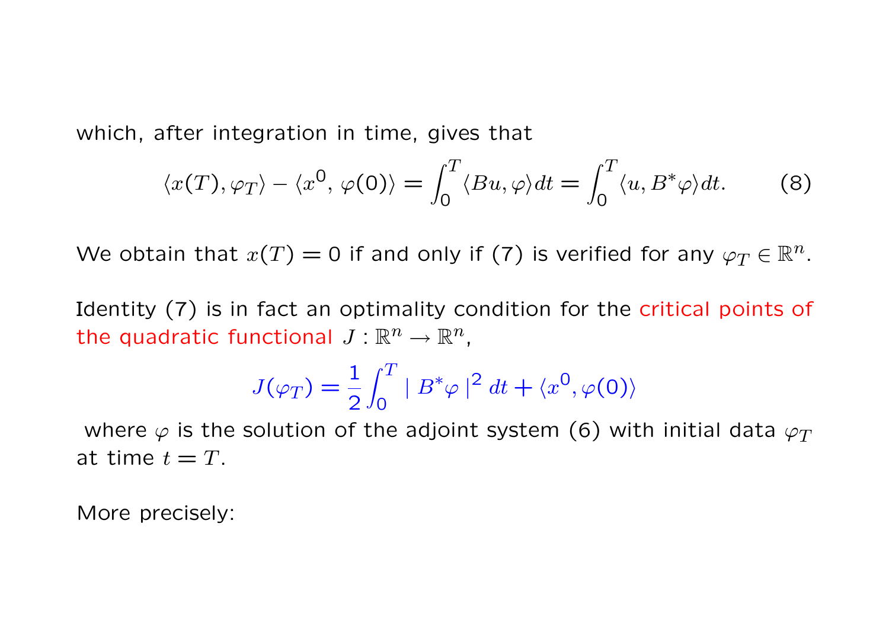which, after integration in time, gives that

$$\langle x(T), \varphi_T \rangle - \langle x^0, \varphi(0) \rangle = \int_0^T \langle Bu, \varphi \rangle dt = \int_0^T \langle u, B^* \varphi \rangle dt. \qquad (8)$$

We obtain that $x(T) = 0$ if and only if (7) is verified for any $\varphi_T \in \mathbb{R}^n$.

Identity (7) is in fact an optimality condition for the critical points of the quadratic functional $J : \mathbb{R}^n \to \mathbb{R}^n$,

$$J(\varphi_T) = \frac{1}{2} \int_0^T \mid B^* \varphi \mid^2 dt + \langle x^0, \varphi(0) \rangle$$

where $\varphi$ is the solution of the adjoint system (6) with initial data $\varphi_T$ at time $t = T$.

More precisely: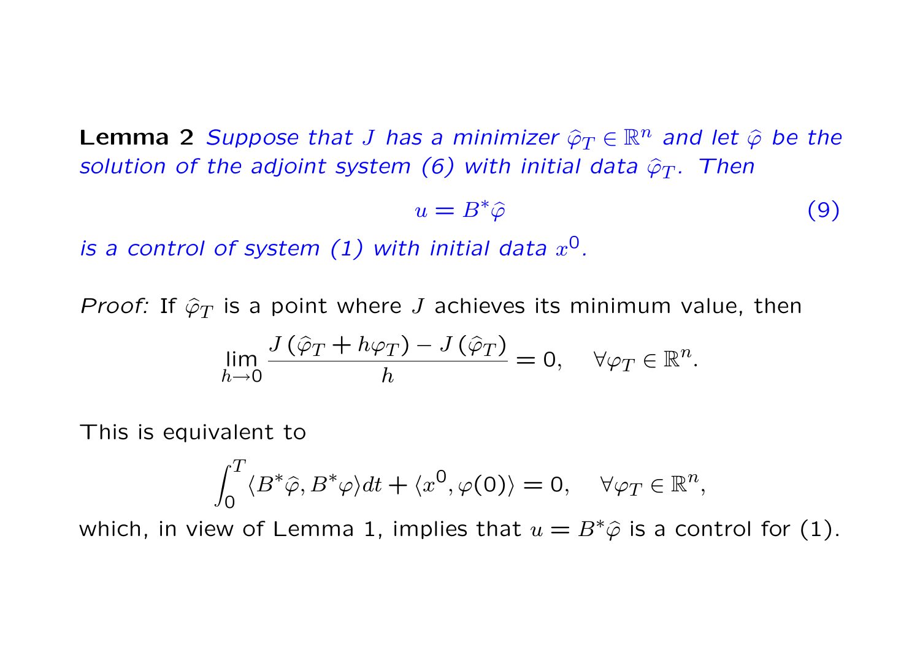**Lemma 2** *Suppose that $J$ has a minimizer $\widehat{\varphi}_T \in \mathbb{R}^n$ and let $\widehat{\varphi}$ be the solution of the adjoint system (6) with initial data $\widehat{\varphi}_T$. Then*

$$u = B^* \widehat{\varphi} \tag{9}$$

*is a control of system (1) with initial data $x^0$.*

*Proof:* If $\widehat{\varphi}_T$ is a point where $J$ achieves its minimum value, then

$$\lim_{h \to 0} \frac{J(\widehat{\varphi}_T + h\varphi_T) - J(\widehat{\varphi}_T)}{h} = 0, \quad \forall \varphi_T \in \mathbb{R}^n.$$

This is equivalent to

$$\int_0^T \langle B^* \widehat{\varphi}, B^* \varphi \rangle dt + \langle x^0, \varphi(0) \rangle = 0, \quad \forall \varphi_T \in \mathbb{R}^n,$$

which, in view of Lemma 1, implies that $u = B^* \widehat{\varphi}$ is a control for (1).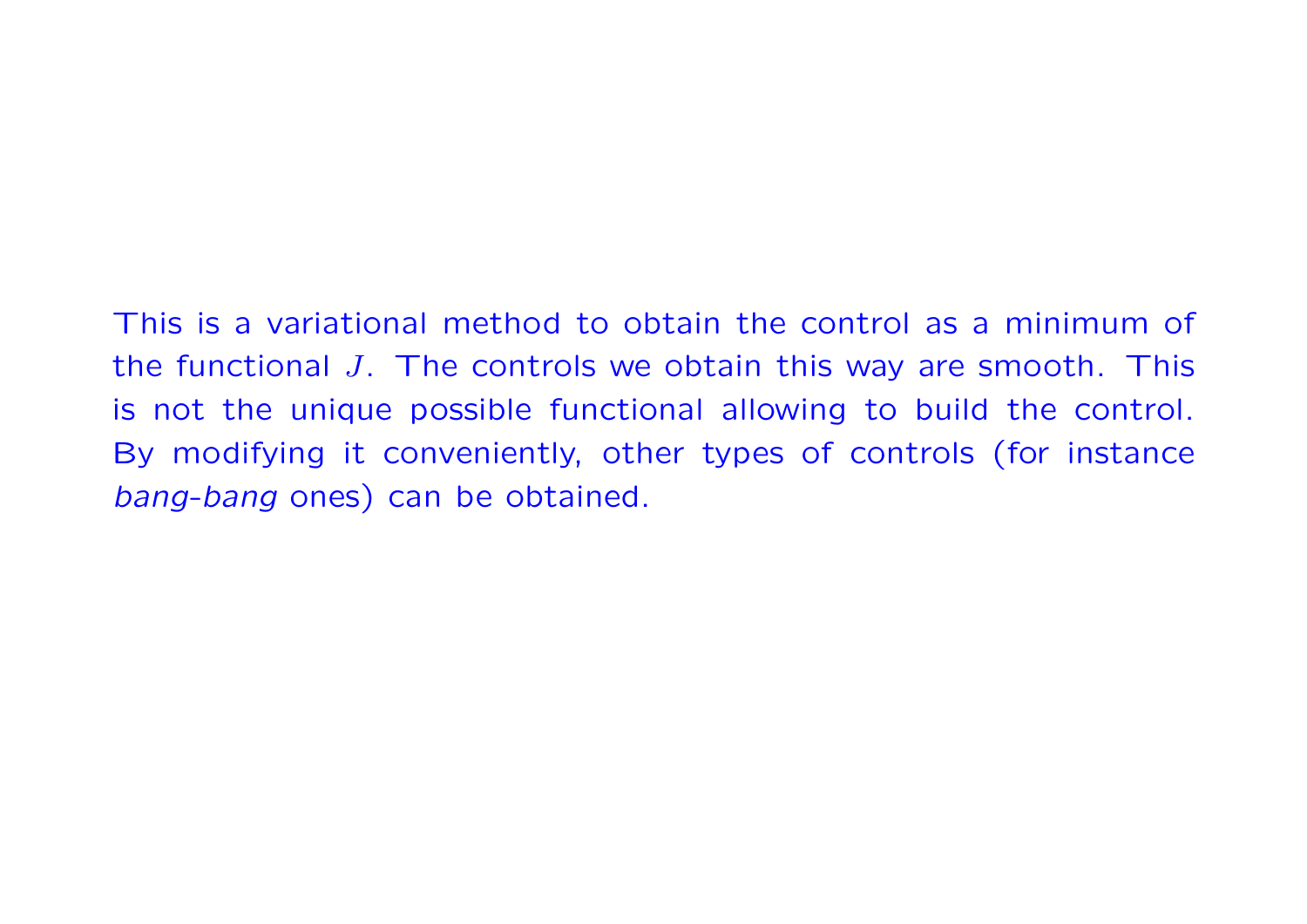This is a variational method to obtain the control as a minimum of the functional $J$. The controls we obtain this way are smooth. This is not the unique possible functional allowing to build the control. By modifying it conveniently, other types of controls (for instance *bang-bang* ones) can be obtained.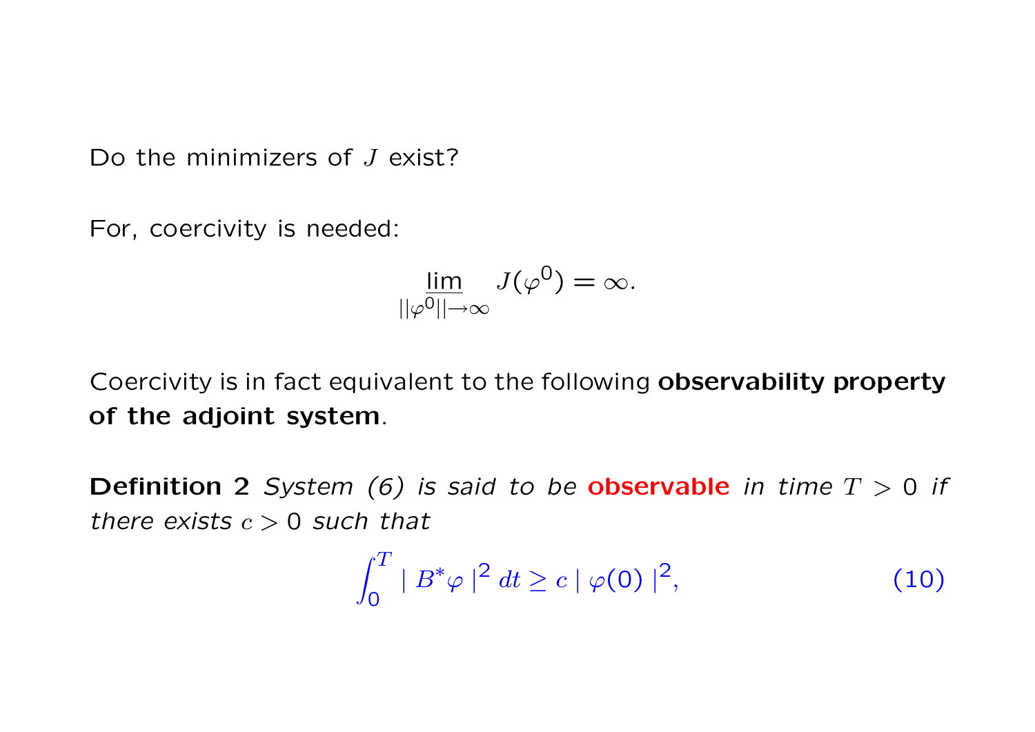Do the minimizers of $J$ exist?

For, coercivity is needed:

$$\underline{\lim}_{||\varphi^0|| \to \infty} J(\varphi^0) = \infty.$$

Coercivity is in fact equivalent to the following **observability property of the adjoint system**.

**Definition 2** *System (6) is said to be* **observable** *in time $T > 0$ if there exists $c > 0$ such that*

$$\int_0^T | B^* \varphi |^2 \, dt \geq c \, | \varphi(0) |^2, \tag{10}$$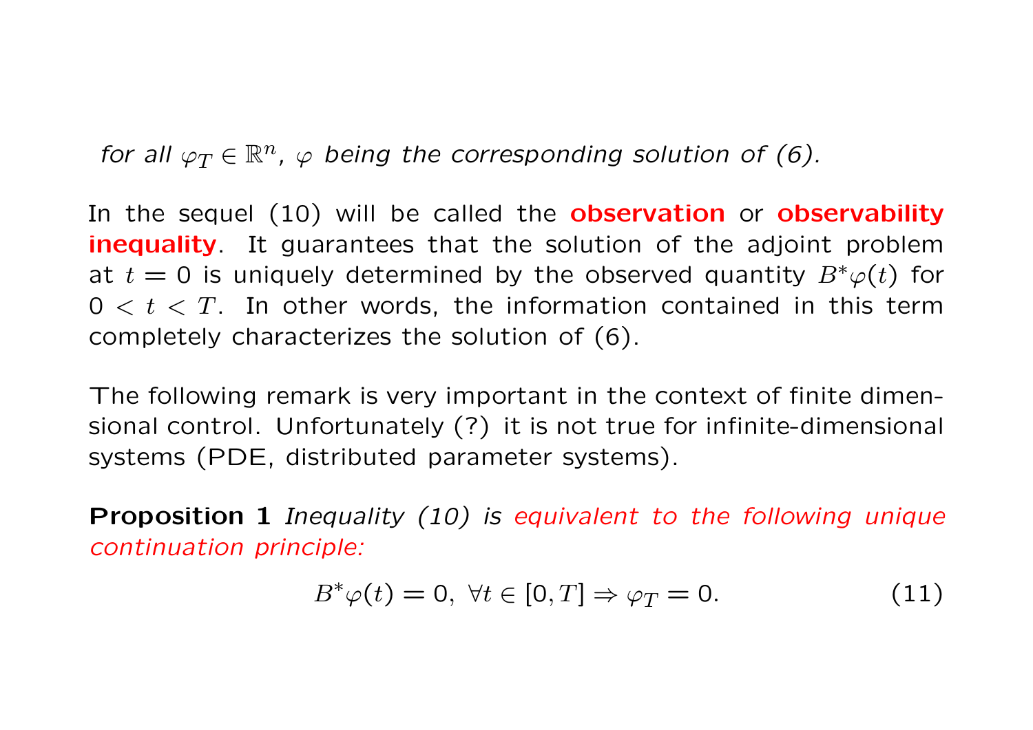*for all $\varphi_T \in \mathbb{R}^n$, $\varphi$ being the corresponding solution of (6).*

In the sequel (10) will be called the **observation** or **observability inequality**. It guarantees that the solution of the adjoint problem at $t = 0$ is uniquely determined by the observed quantity $B^*\varphi(t)$ for $0 < t < T$. In other words, the information contained in this term completely characterizes the solution of (6).

The following remark is very important in the context of finite dimensional control. Unfortunately (?) it is not true for infinite-dimensional systems (PDE, distributed parameter systems).

**Proposition 1** *Inequality (10) is equivalent to the following unique continuation principle:*

$$B^*\varphi(t) = 0, \ \forall t \in [0, T] \Rightarrow \varphi_T = 0. \tag{11}$$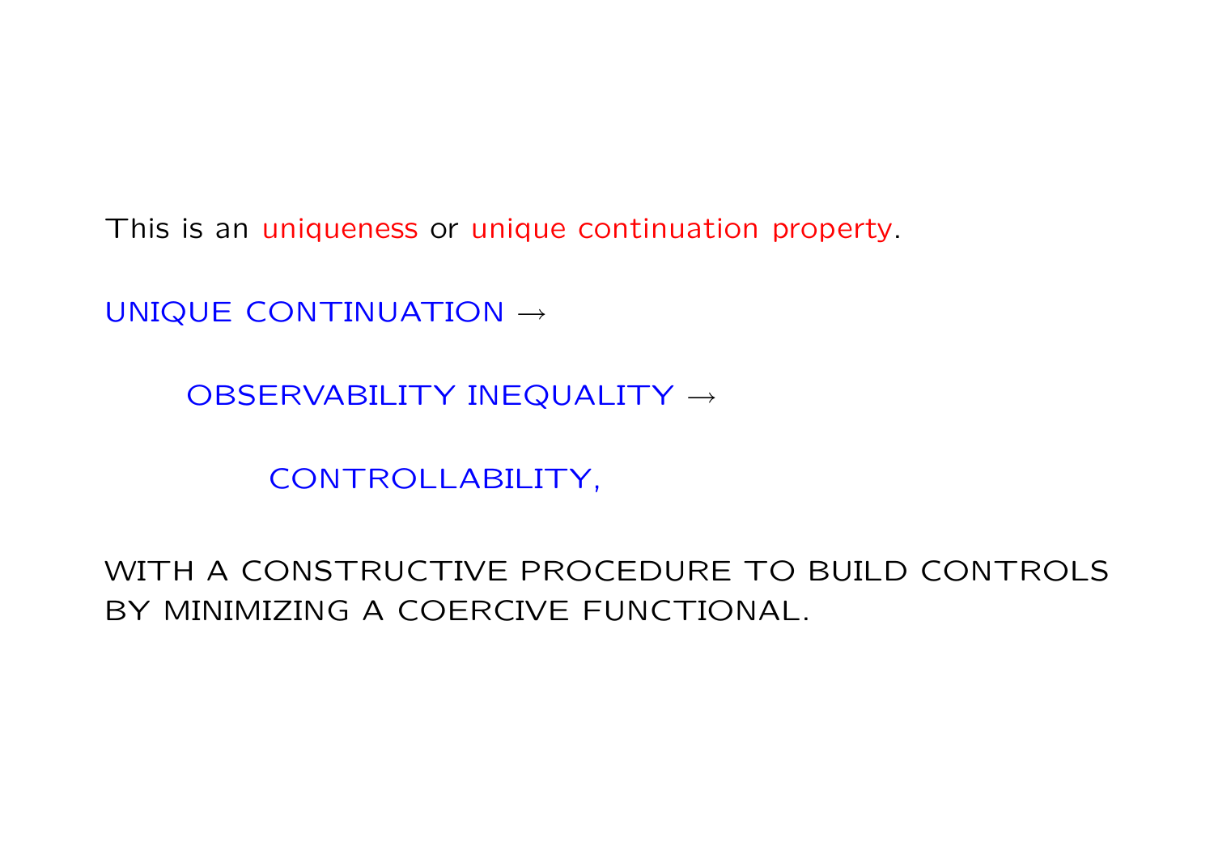This is an uniqueness or unique continuation property.

UNIQUE CONTINUATION $\rightarrow$

OBSERVABILITY INEQUALITY $\rightarrow$

CONTROLLABILITY,

WITH A CONSTRUCTIVE PROCEDURE TO BUILD CONTROLS BY MINIMIZING A COERCIVE FUNCTIONAL.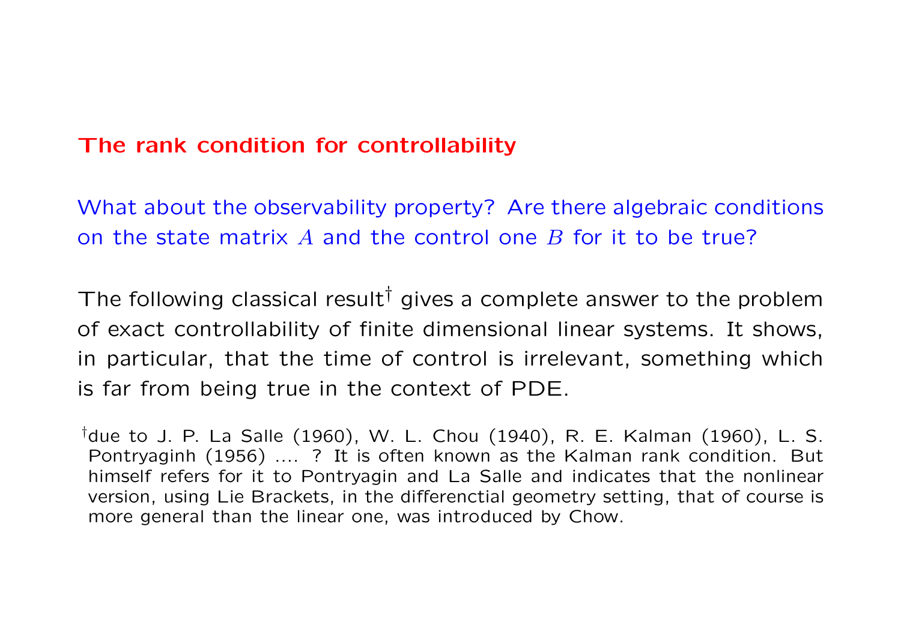## The rank condition for controllability

What about the observability property? Are there algebraic conditions on the state matrix $A$ and the control one $B$ for it to be true?

The following classical result[†] gives a complete answer to the problem of exact controllability of finite dimensional linear systems. It shows, in particular, that the time of control is irrelevant, something which is far from being true in the context of PDE.

[†]due to J. P. La Salle (1960), W. L. Chou (1940), R. E. Kalman (1960), L. S. Pontryaginh (1956) .... ? It is often known as the Kalman rank condition. But himself refers for it to Pontryagin and La Salle and indicates that the nonlinear version, using Lie Brackets, in the differenctial geometry setting, that of course is more general than the linear one, was introduced by Chow.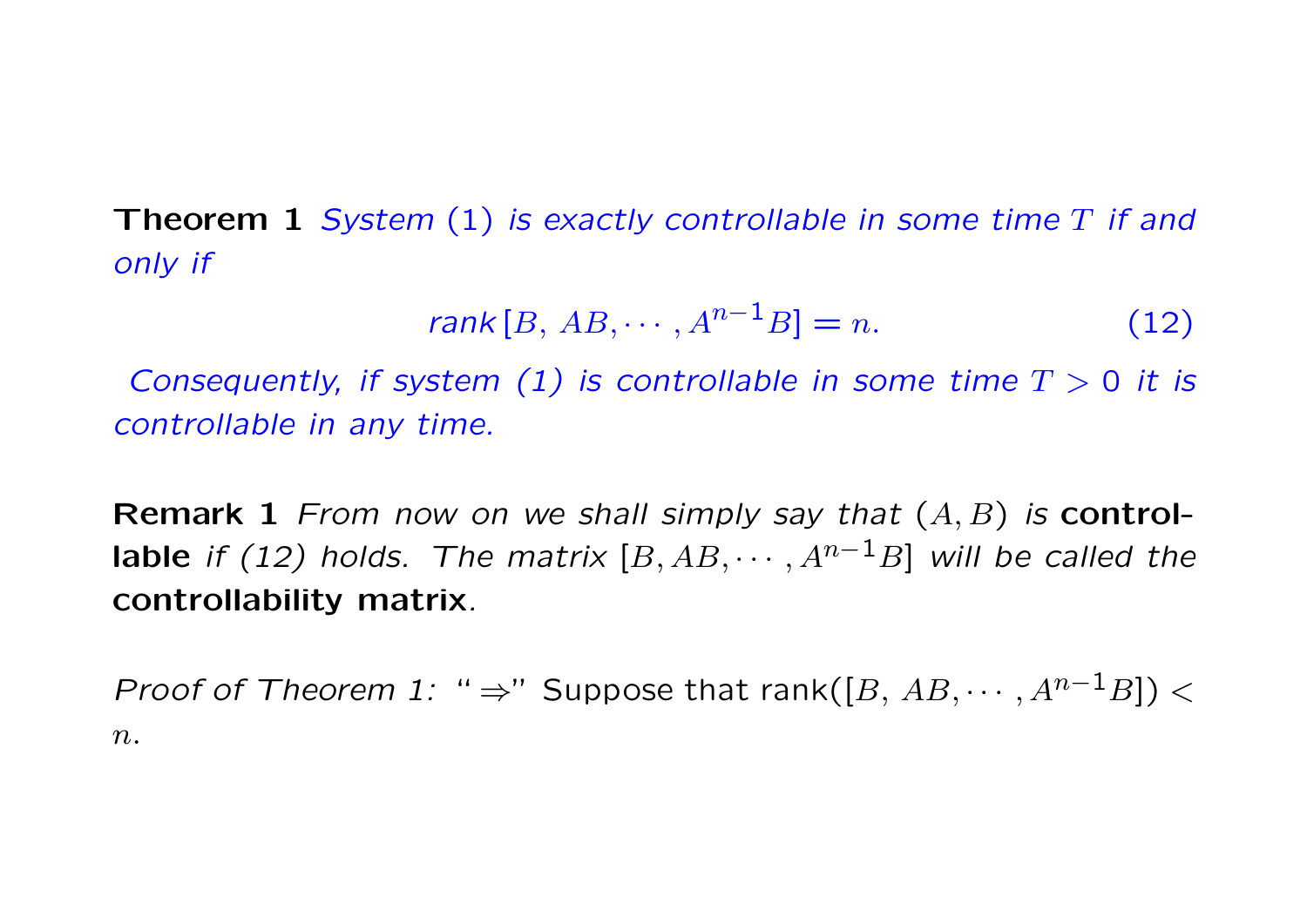**Theorem 1** *System (1) is exactly controllable in some time $T$ if and only if*

$$\text{rank}\,[B,\, AB, \cdots, A^{n-1}B] = n. \tag{12}$$

*Consequently, if system (1) is controllable in some time $T > 0$ it is controllable in any time.*

**Remark 1** *From now on we shall simply say that $(A, B)$ is* **controllable** *if (12) holds. The matrix $[B, AB, \cdots, A^{n-1}B]$ will be called the* **controllability matrix**.

*Proof of Theorem 1:* "$\Rightarrow$" Suppose that rank$([B,\, AB, \cdots, A^{n-1}B]) < n$.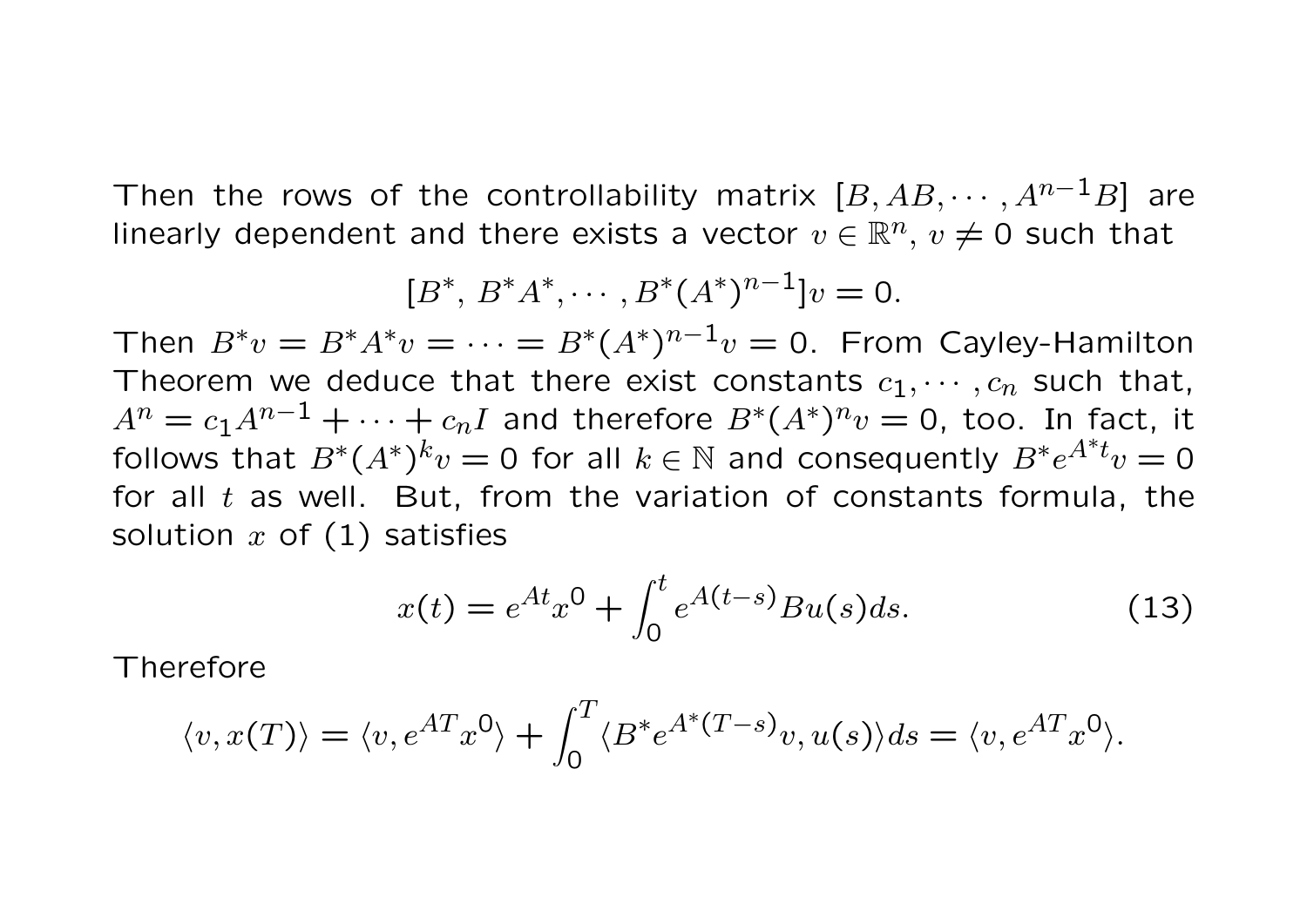Then the rows of the controllability matrix $[B, AB, \cdots, A^{n-1}B]$ are linearly dependent and there exists a vector $v \in \mathbb{R}^n$, $v \neq 0$ such that

$$[B^*,\, B^*A^*, \cdots, B^*(A^*)^{n-1}]v = 0.$$

Then $B^*v = B^*A^*v = \cdots = B^*(A^*)^{n-1}v = 0$. From Cayley-Hamilton Theorem we deduce that there exist constants $c_1, \cdots, c_n$ such that, $A^n = c_1A^{n-1} + \cdots + c_nI$ and therefore $B^*(A^*)^n v = 0$, too. In fact, it follows that $B^*(A^*)^k v = 0$ for all $k \in \mathbb{N}$ and consequently $B^*e^{A^*t}v = 0$ for all $t$ as well. But, from the variation of constants formula, the solution $x$ of (1) satisfies

$$x(t) = e^{At}x^0 + \int_0^t e^{A(t-s)}Bu(s)ds. \tag{13}$$

Therefore

$$\langle v, x(T)\rangle = \langle v, e^{AT}x^0\rangle + \int_0^T \langle B^*e^{A^*(T-s)}v, u(s)\rangle ds = \langle v, e^{AT}x^0\rangle.$$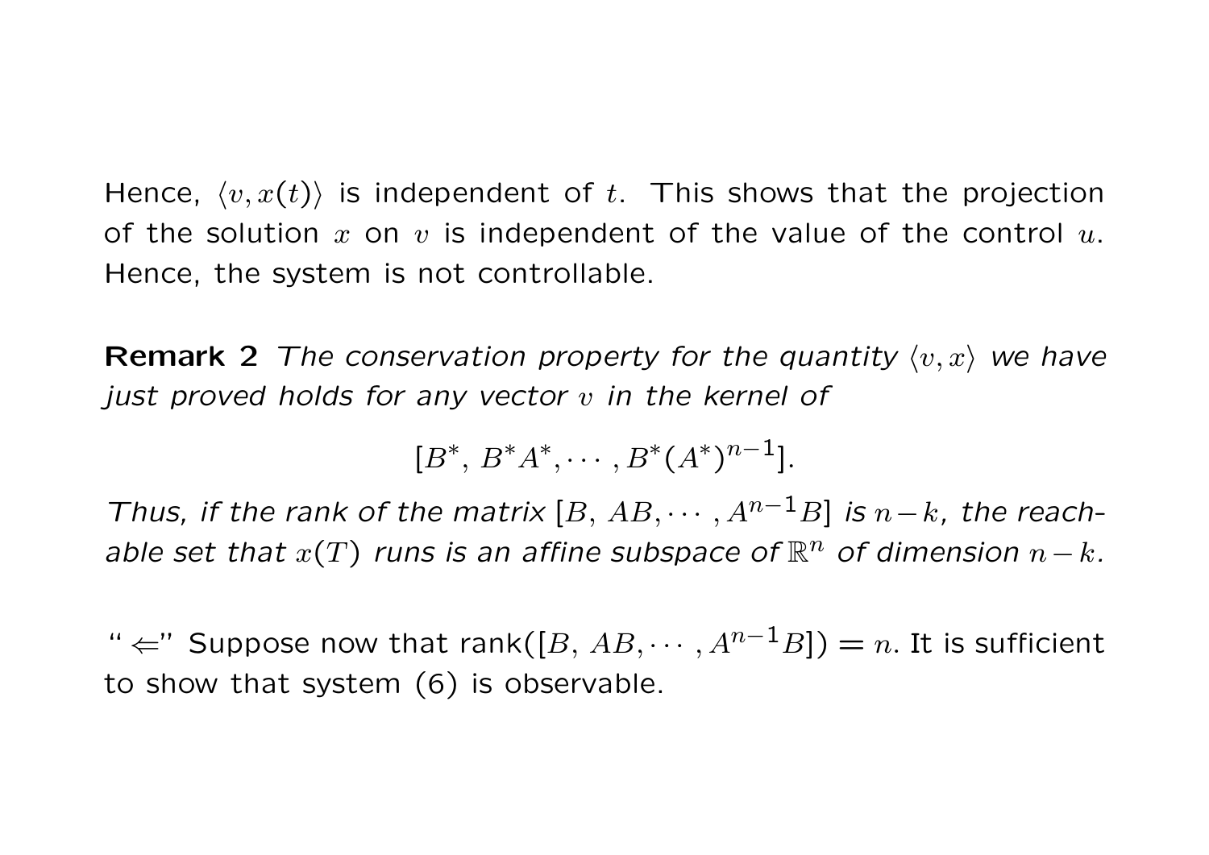Hence, $\langle v, x(t) \rangle$ is independent of $t$. This shows that the projection of the solution $x$ on $v$ is independent of the value of the control $u$. Hence, the system is not controllable.

**Remark 2** *The conservation property for the quantity $\langle v, x \rangle$ we have just proved holds for any vector $v$ in the kernel of*

$$[B^*,\ B^*A^*, \cdots, B^*(A^*)^{n-1}].$$

*Thus, if the rank of the matrix $[B,\ AB, \cdots, A^{n-1}B]$ is $n-k$, the reachable set that $x(T)$ runs is an affine subspace of $\mathbb{R}^n$ of dimension $n-k$.*

"$\Leftarrow$" Suppose now that rank$([B,\ AB, \cdots, A^{n-1}B]) = n$. It is sufficient to show that system (6) is observable.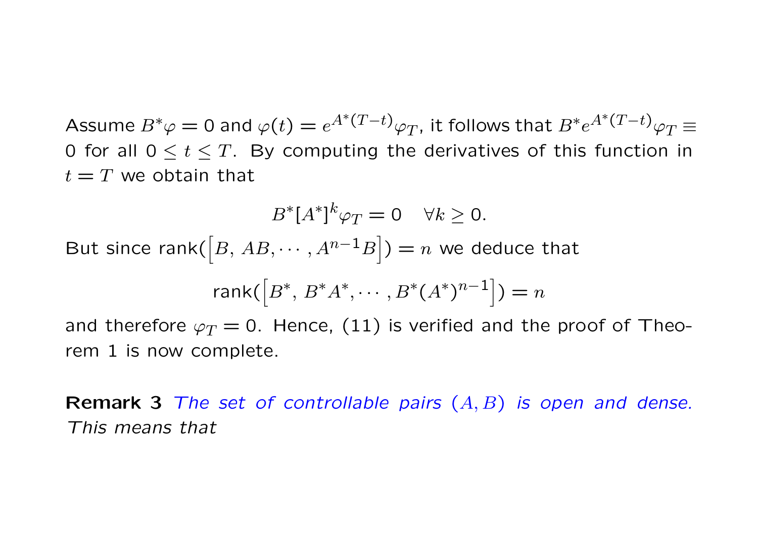Assume $B^*\varphi = 0$ and $\varphi(t) = e^{A^*(T-t)}\varphi_T$, it follows that $B^* e^{A^*(T-t)}\varphi_T \equiv 0$ for all $0 \leq t \leq T$. By computing the derivatives of this function in $t = T$ we obtain that

$$B^*[A^*]^k \varphi_T = 0 \quad \forall k \geq 0.$$

But since rank$\left(\left[B,\, AB, \cdots, A^{n-1}B\right]\right) = n$ we deduce that

$$\text{rank}\left(\left[B^*,\, B^*A^*, \cdots, B^*(A^*)^{n-1}\right]\right) = n$$

and therefore $\varphi_T = 0$. Hence, (11) is verified and the proof of Theorem 1 is now complete.

**Remark 3** *The set of controllable pairs $(A, B)$ is open and dense. This means that*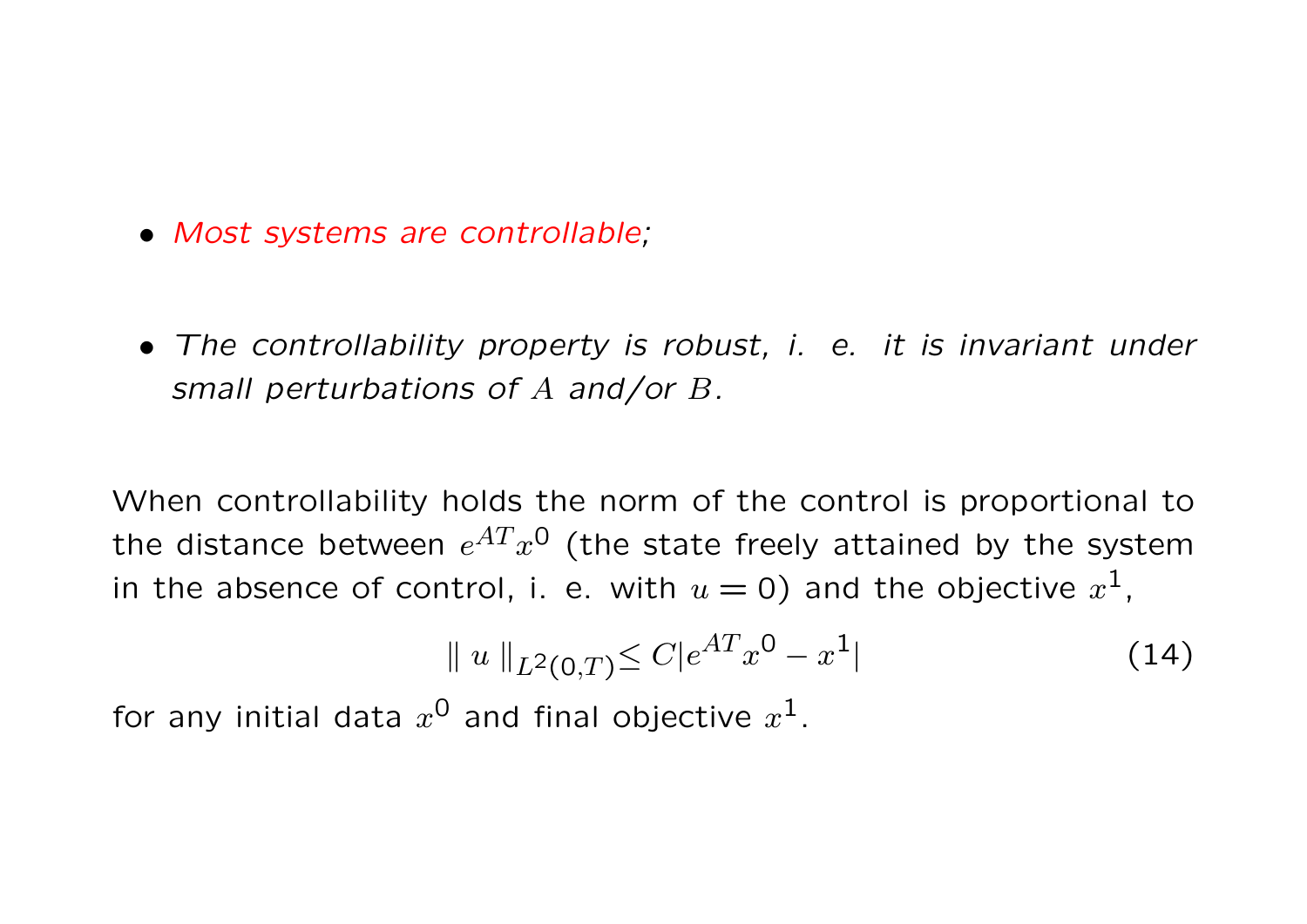- *Most systems are controllable*;

- *The controllability property is robust, i. e. it is invariant under small perturbations of $A$ and/or $B$.*

When controllability holds the norm of the control is proportional to the distance between $e^{AT}x^0$ (the state freely attained by the system in the absence of control, i. e. with $u = 0$) and the objective $x^1$,

$$\| u \|_{L^2(0,T)} \leq C|e^{AT}x^0 - x^1| \tag{14}$$

for any initial data $x^0$ and final objective $x^1$.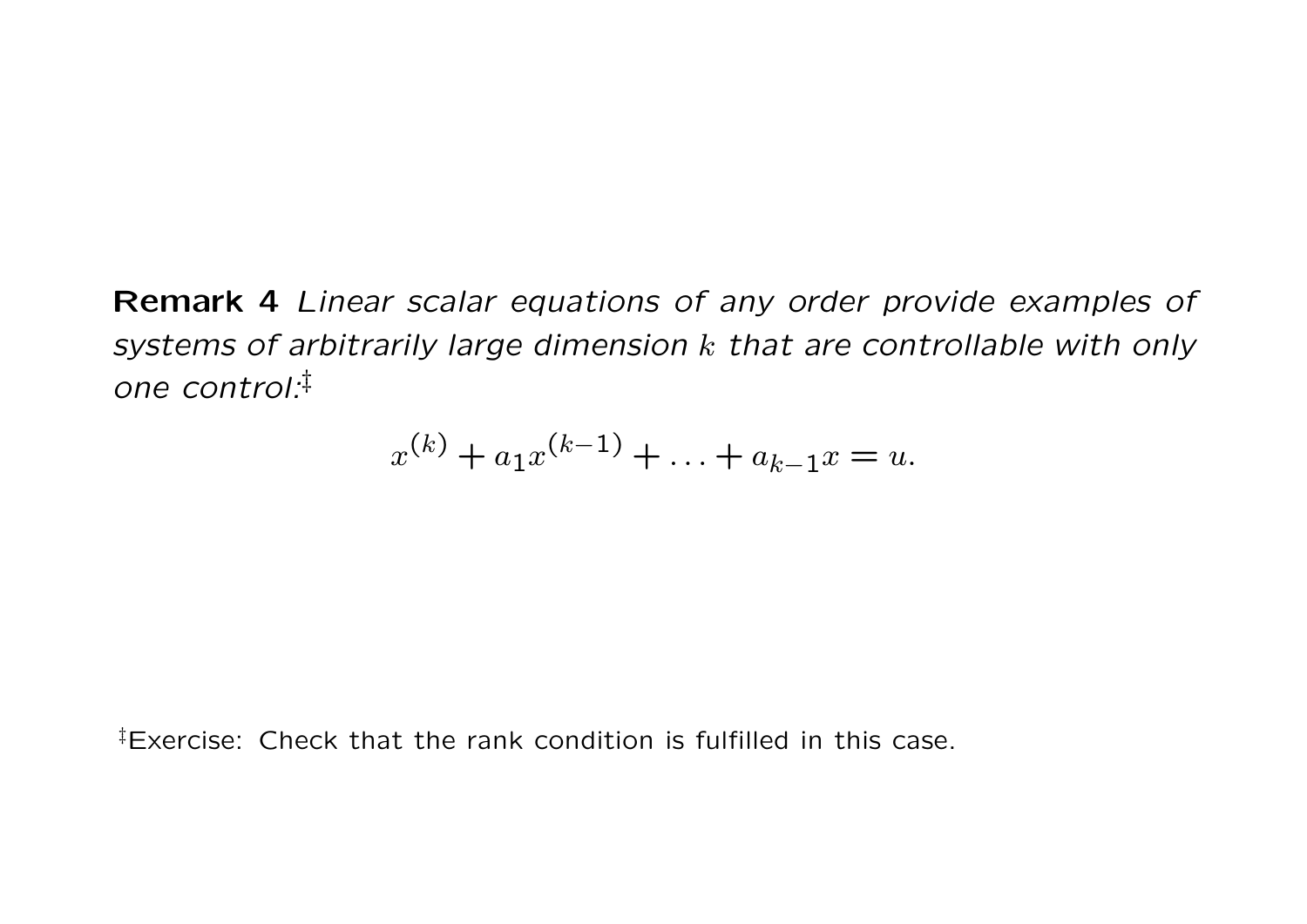**Remark 4** *Linear scalar equations of any order provide examples of systems of arbitrarily large dimension $k$ that are controllable with only one control:*[‡]

$$x^{(k)} + a_1 x^{(k-1)} + \ldots + a_{k-1} x = u.$$

[‡]Exercise: Check that the rank condition is fulfilled in this case.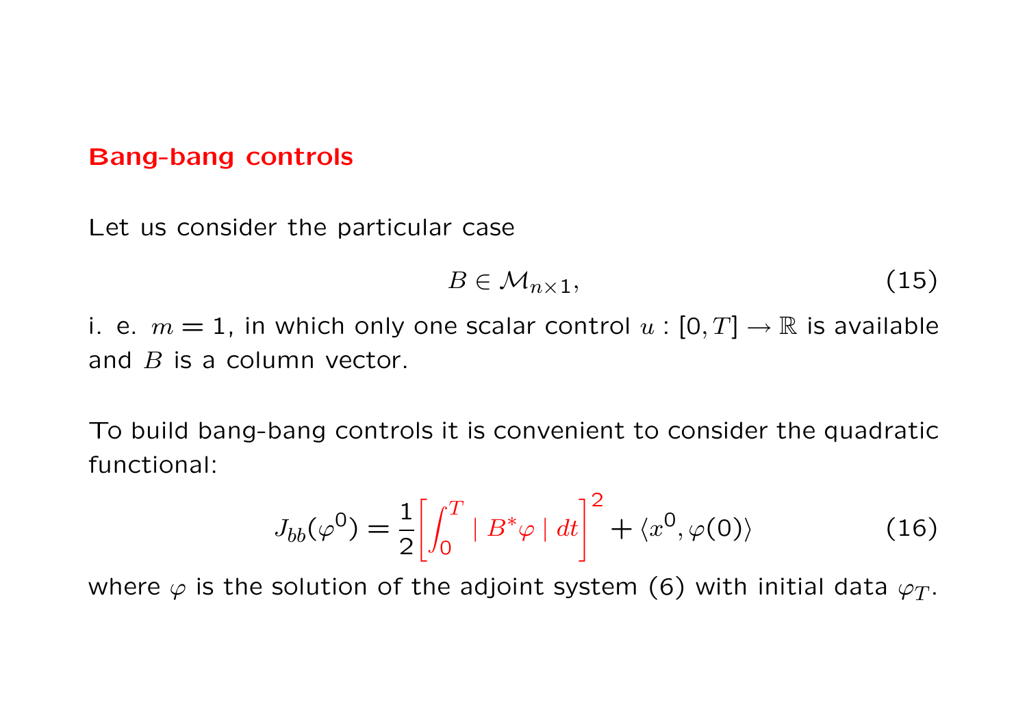## Bang-bang controls

Let us consider the particular case

$$B \in \mathcal{M}_{n\times 1}, \tag{15}$$

i. e. $m = 1$, in which only one scalar control $u : [0, T] \to \mathbb{R}$ is available and $B$ is a column vector.

To build bang-bang controls it is convenient to consider the quadratic functional:

$$J_{bb}(\varphi^0) = \frac{1}{2}\left[\int_0^T \mid B^*\varphi \mid dt\right]^2 + \langle x^0, \varphi(0)\rangle \tag{16}$$

where $\varphi$ is the solution of the adjoint system (6) with initial data $\varphi_T$.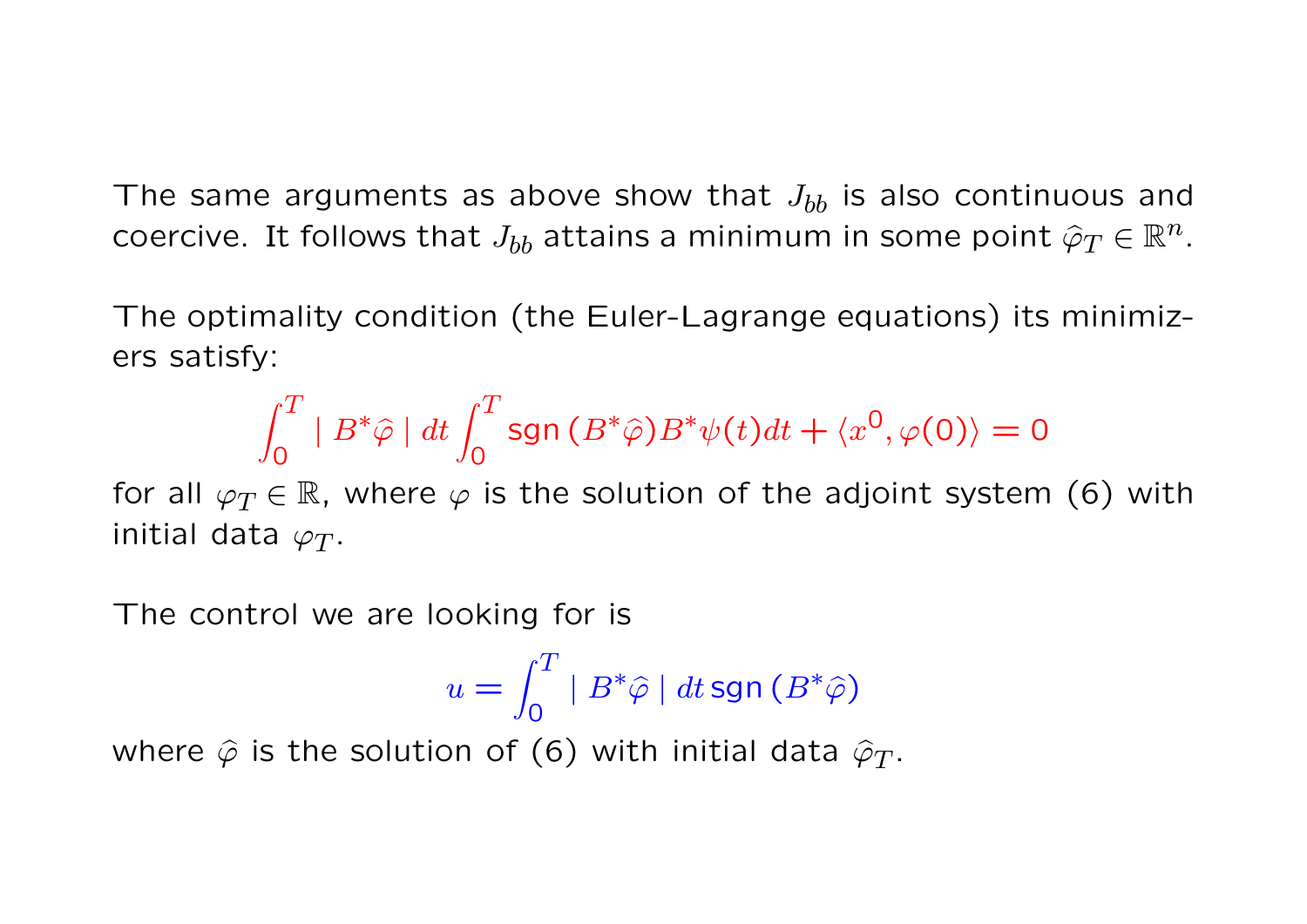The same arguments as above show that $J_{bb}$ is also continuous and coercive. It follows that $J_{bb}$ attains a minimum in some point $\widehat{\varphi}_T \in \mathbb{R}^n$.

The optimality condition (the Euler-Lagrange equations) its minimizers satisfy:

$$\int_0^T \mid B^*\widehat{\varphi} \mid dt \int_0^T \mathrm{sgn}\,(B^*\widehat{\varphi}) B^*\psi(t) dt + \langle x^0, \varphi(0) \rangle = 0$$

for all $\varphi_T \in \mathbb{R}$, where $\varphi$ is the solution of the adjoint system (6) with initial data $\varphi_T$.

The control we are looking for is

$$u = \int_0^T \mid B^*\widehat{\varphi} \mid dt \, \mathrm{sgn}\,(B^*\widehat{\varphi})$$

where $\widehat{\varphi}$ is the solution of (6) with initial data $\widehat{\varphi}_T$.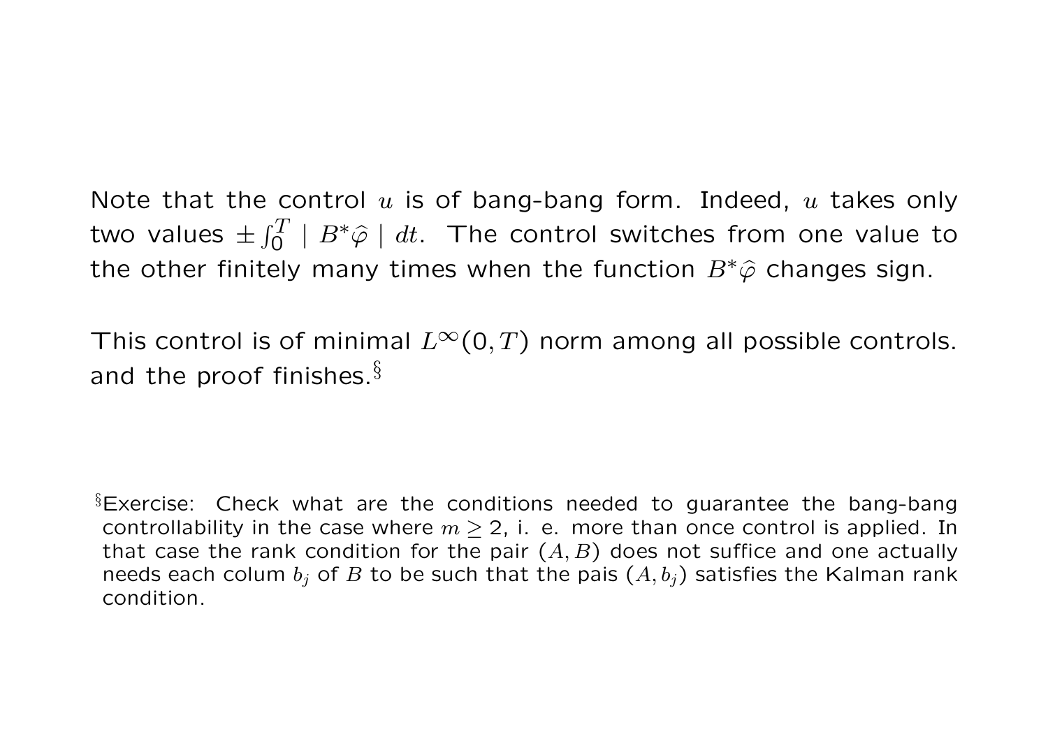Note that the control $u$ is of bang-bang form. Indeed, $u$ takes only two values $\pm \int_0^T \mid B^* \widehat{\varphi} \mid dt$. The control switches from one value to the other finitely many times when the function $B^* \widehat{\varphi}$ changes sign.

This control is of minimal $L^\infty(0, T)$ norm among all possible controls. and the proof finishes.[§]

[§]Exercise: Check what are the conditions needed to guarantee the bang-bang controllability in the case where $m \geq 2$, i. e. more than once control is applied. In that case the rank condition for the pair $(A, B)$ does not suffice and one actually needs each colum $b_j$ of $B$ to be such that the pais $(A, b_j)$ satisfies the Kalman rank condition.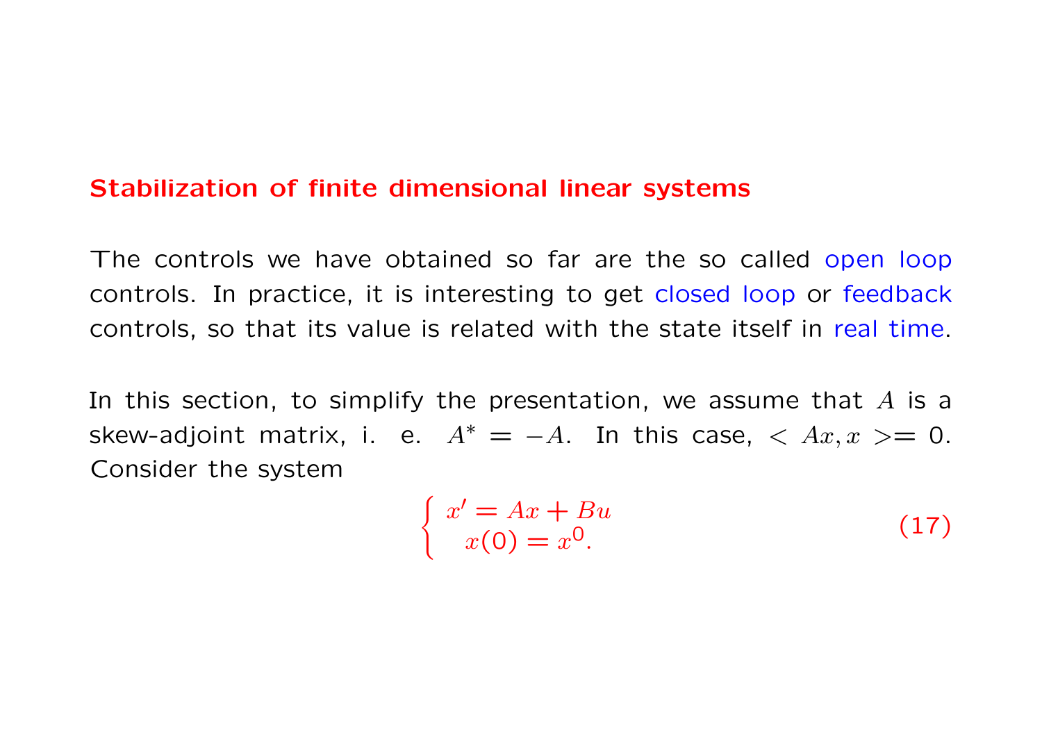## Stabilization of finite dimensional linear systems

The controls we have obtained so far are the so called open loop controls. In practice, it is interesting to get closed loop or feedback controls, so that its value is related with the state itself in real time.

In this section, to simplify the presentation, we assume that $A$ is a skew-adjoint matrix, i. e. $A^* = -A$. In this case, $< Ax, x >= 0$. Consider the system

$$\begin{cases} x' = Ax + Bu \\ x(0) = x^0. \end{cases} \tag{17}$$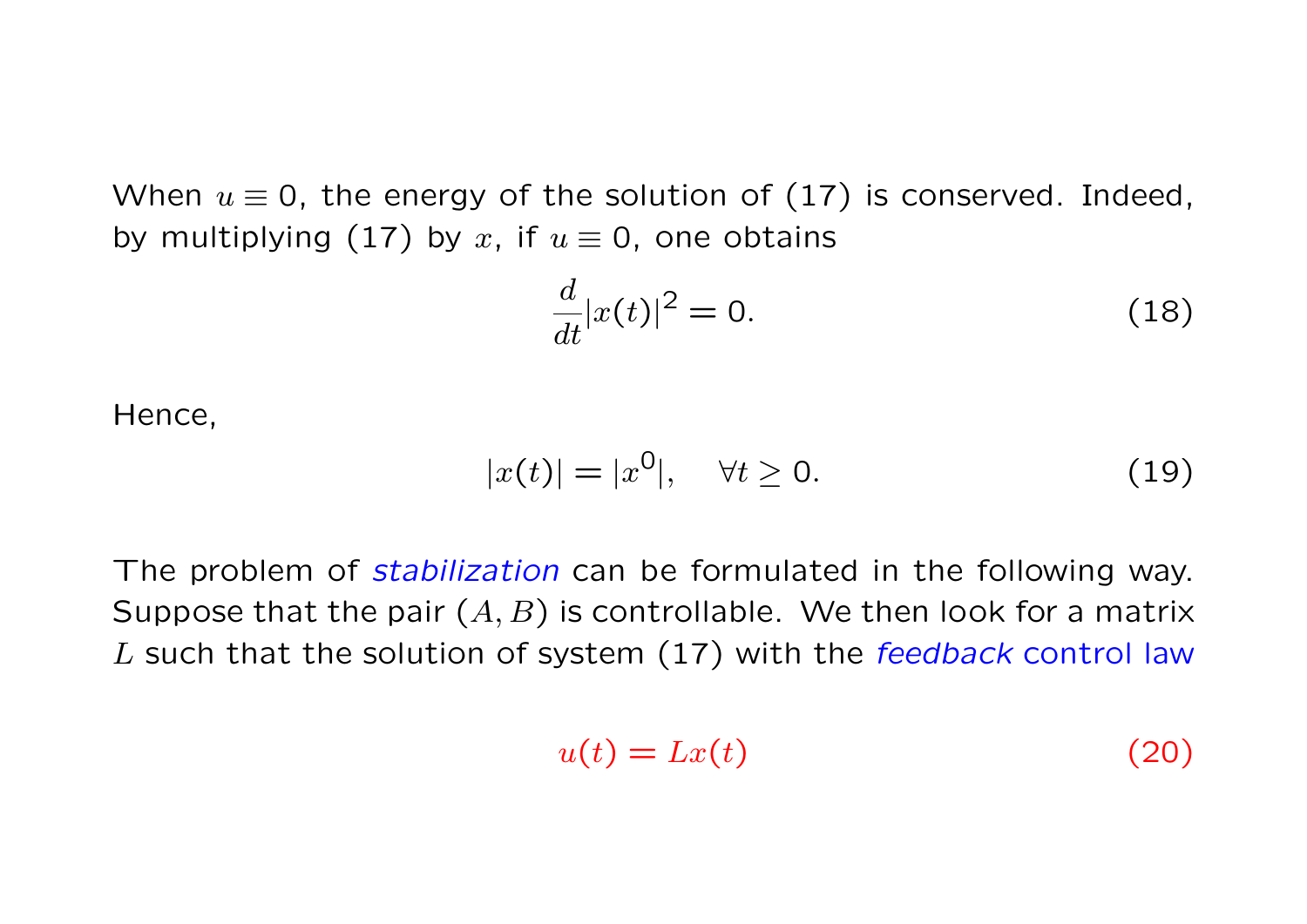When $u \equiv 0$, the energy of the solution of (17) is conserved. Indeed, by multiplying (17) by $x$, if $u \equiv 0$, one obtains

$$\frac{d}{dt}|x(t)|^2 = 0. \tag{18}$$

Hence,

$$|x(t)| = |x^0|, \quad \forall t \geq 0. \tag{19}$$

The problem of *stabilization* can be formulated in the following way. Suppose that the pair $(A, B)$ is controllable. We then look for a matrix $L$ such that the solution of system (17) with the *feedback* control law

$$u(t) = Lx(t) \tag{20}$$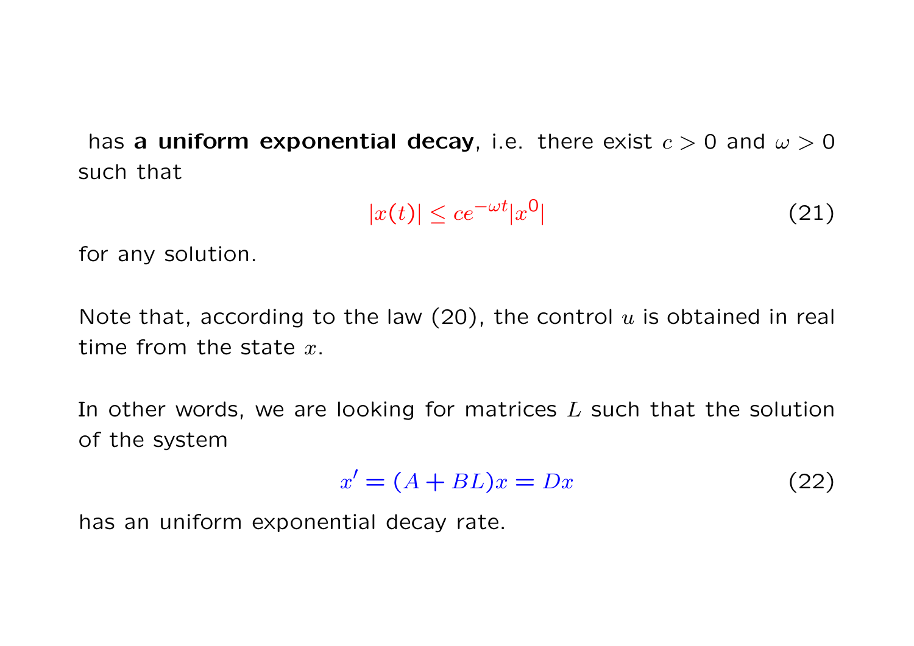has **a uniform exponential decay**, i.e. there exist $c > 0$ and $\omega > 0$ such that

$$|x(t)| \leq ce^{-\omega t}|x^0| \tag{21}$$

for any solution.

Note that, according to the law (20), the control $u$ is obtained in real time from the state $x$.

In other words, we are looking for matrices $L$ such that the solution of the system

$$x' = (A + BL)x = Dx \tag{22}$$

has an uniform exponential decay rate.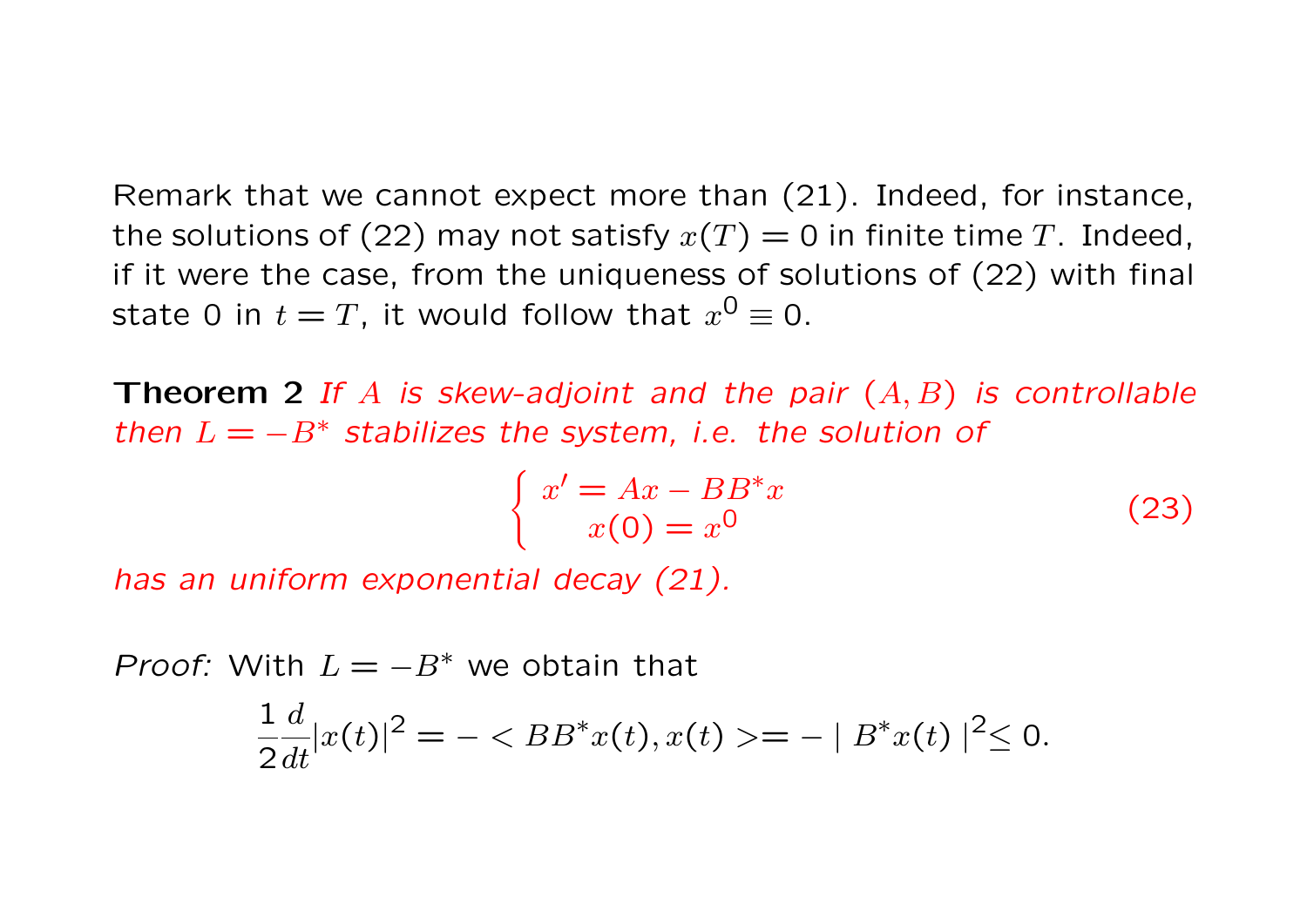Remark that we cannot expect more than (21). Indeed, for instance, the solutions of (22) may not satisfy $x(T) = 0$ in finite time $T$. Indeed, if it were the case, from the uniqueness of solutions of (22) with final state 0 in $t = T$, it would follow that $x^0 \equiv 0$.

**Theorem 2** *If $A$ is skew-adjoint and the pair $(A, B)$ is controllable then $L = -B^*$ stabilizes the system, i.e. the solution of*

$$\begin{cases} x' = Ax - BB^*x \\ x(0) = x^0 \end{cases} \tag{23}$$

*has an uniform exponential decay (21).*

*Proof:* With $L = -B^*$ we obtain that

$$\frac{1}{2}\frac{d}{dt}|x(t)|^2 = - < BB^*x(t), x(t) >= - \mid B^*x(t) \mid^2 \leq 0.$$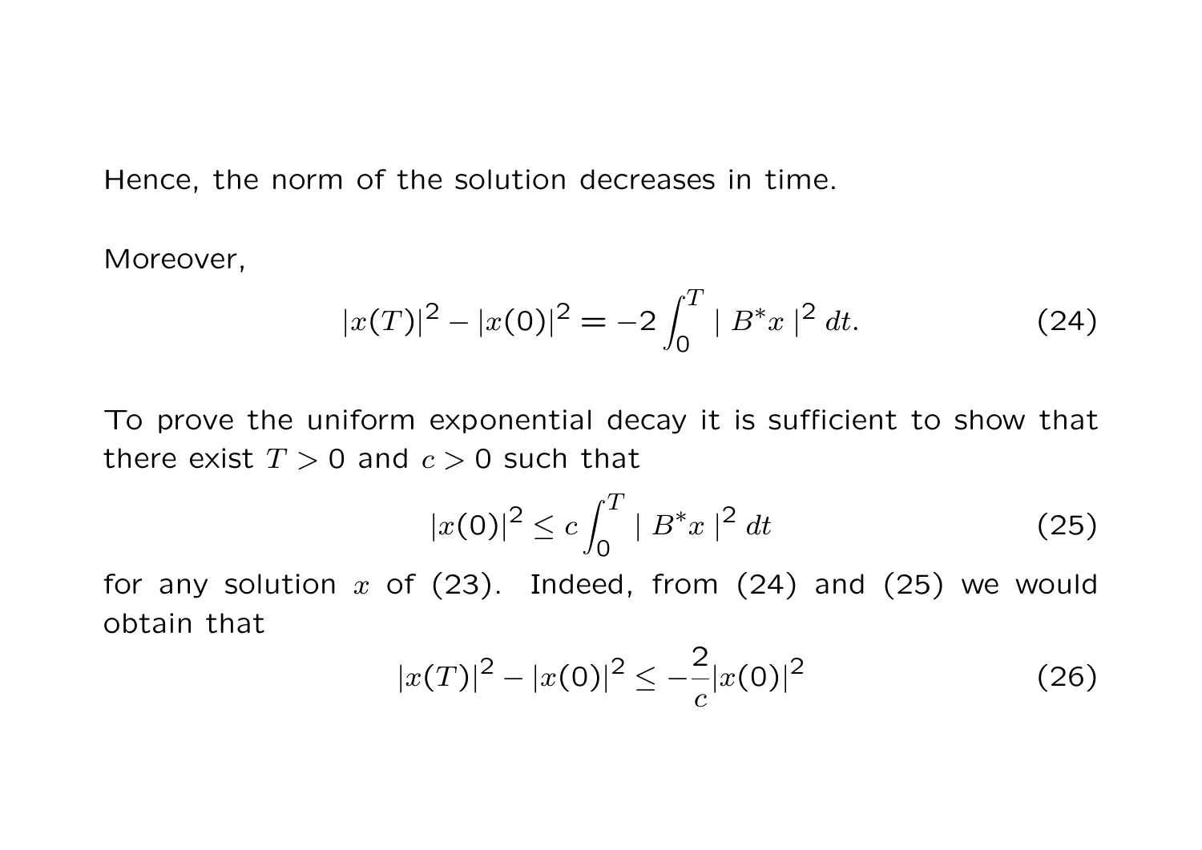Hence, the norm of the solution decreases in time.

Moreover,

$$|x(T)|^2 - |x(0)|^2 = -2\int_0^T |\ B^*x\ |^2\, dt. \tag{24}$$

To prove the uniform exponential decay it is sufficient to show that there exist $T > 0$ and $c > 0$ such that

$$|x(0)|^2 \le c\int_0^T |\ B^*x\ |^2\, dt \tag{25}$$

for any solution $x$ of (23). Indeed, from (24) and (25) we would obtain that

$$|x(T)|^2 - |x(0)|^2 \le -\frac{2}{c}|x(0)|^2 \tag{26}$$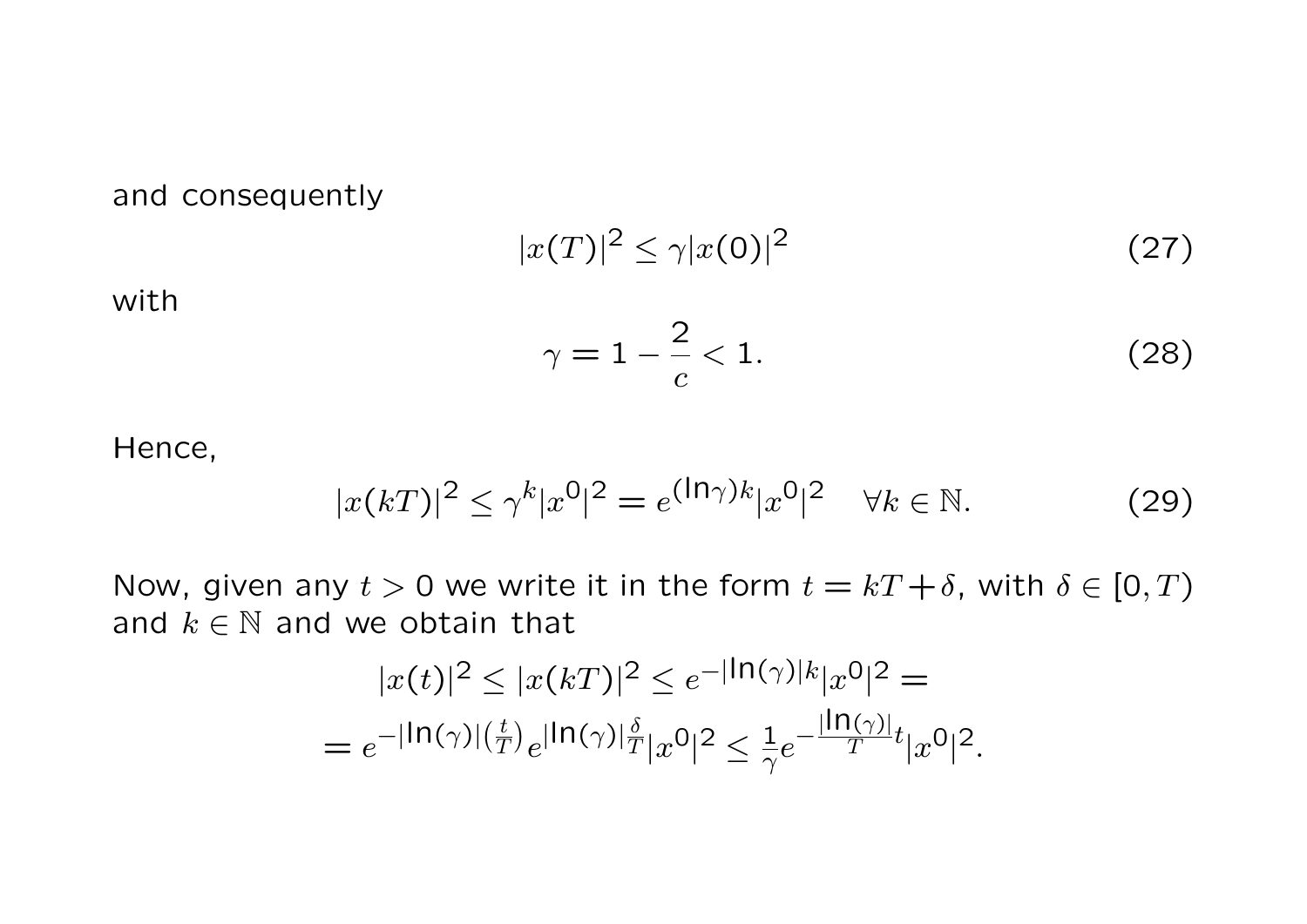and consequently

$$|x(T)|^2 \leq \gamma |x(0)|^2 \tag{27}$$

with

$$\gamma = 1 - \frac{2}{c} < 1. \tag{28}$$

Hence,

$$|x(kT)|^2 \leq \gamma^k |x^0|^2 = e^{(\ln \gamma) k} |x^0|^2 \quad \forall k \in \mathbb{N}. \tag{29}$$

Now, given any $t > 0$ we write it in the form $t = kT + \delta$, with $\delta \in [0, T)$ and $k \in \mathbb{N}$ and we obtain that

$$|x(t)|^2 \leq |x(kT)|^2 \leq e^{-|\ln(\gamma)| k} |x^0|^2 =$$
$$= e^{-|\ln(\gamma)| \left(\frac{t}{T}\right)} e^{|\ln(\gamma)| \frac{\delta}{T}} |x^0|^2 \leq \frac{1}{\gamma} e^{-\frac{|\ln(\gamma)|}{T} t} |x^0|^2.$$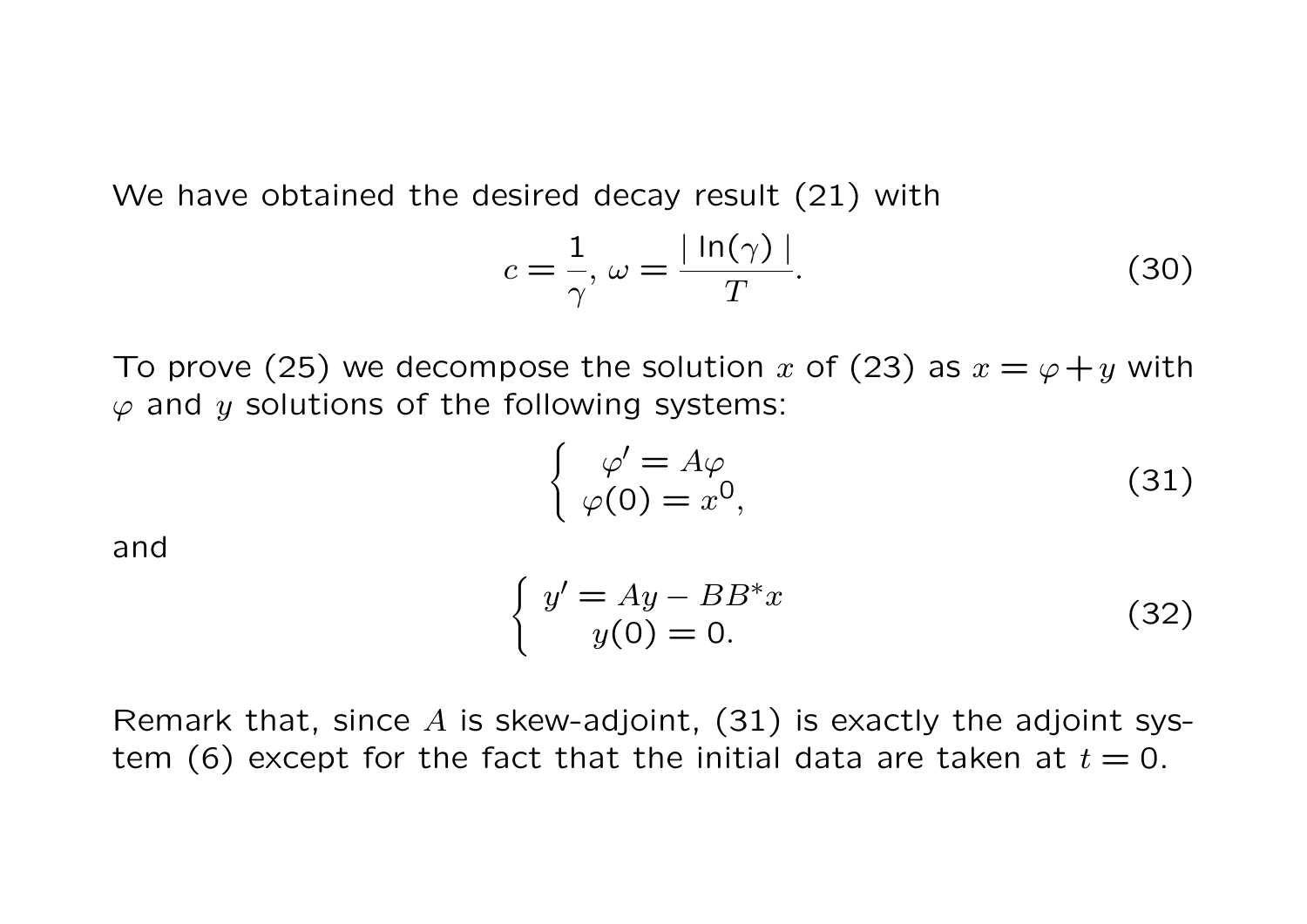We have obtained the desired decay result (21) with

$$c = \frac{1}{\gamma},\ \omega = \frac{|\ \ln(\gamma)\ |}{T}. \tag{30}$$

To prove (25) we decompose the solution $x$ of (23) as $x = \varphi + y$ with $\varphi$ and $y$ solutions of the following systems:

$$\begin{cases} \varphi' = A\varphi \\ \varphi(0) = x^0, \end{cases} \tag{31}$$

and

$$\begin{cases} y' = Ay - BB^* x \\ y(0) = 0. \end{cases} \tag{32}$$

Remark that, since $A$ is skew-adjoint, (31) is exactly the adjoint system (6) except for the fact that the initial data are taken at $t = 0$.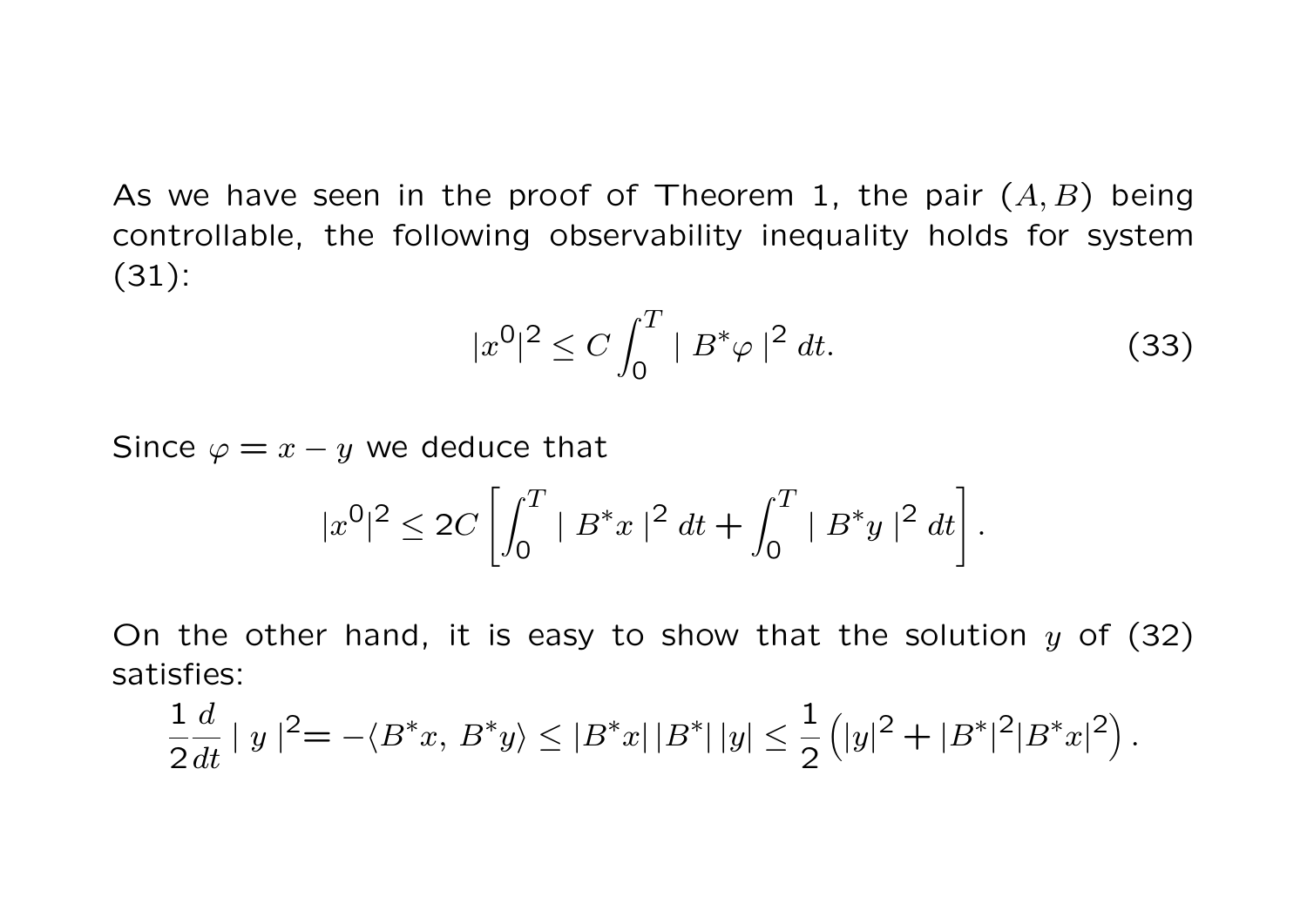As we have seen in the proof of Theorem 1, the pair $(A, B)$ being controllable, the following observability inequality holds for system (31):

$$|x^0|^2 \leq C \int_0^T | B^* \varphi |^2 \, dt. \tag{33}$$

Since $\varphi = x - y$ we deduce that

$$|x^0|^2 \leq 2C \left[ \int_0^T | B^* x |^2 \, dt + \int_0^T | B^* y |^2 \, dt \right].$$

On the other hand, it is easy to show that the solution $y$ of (32) satisfies:

$$\frac{1}{2} \frac{d}{dt} | y |^2 = -\langle B^* x, \, B^* y \rangle \leq |B^* x| \, |B^*| \, |y| \leq \frac{1}{2} \left( |y|^2 + |B^*|^2 |B^* x|^2 \right).$$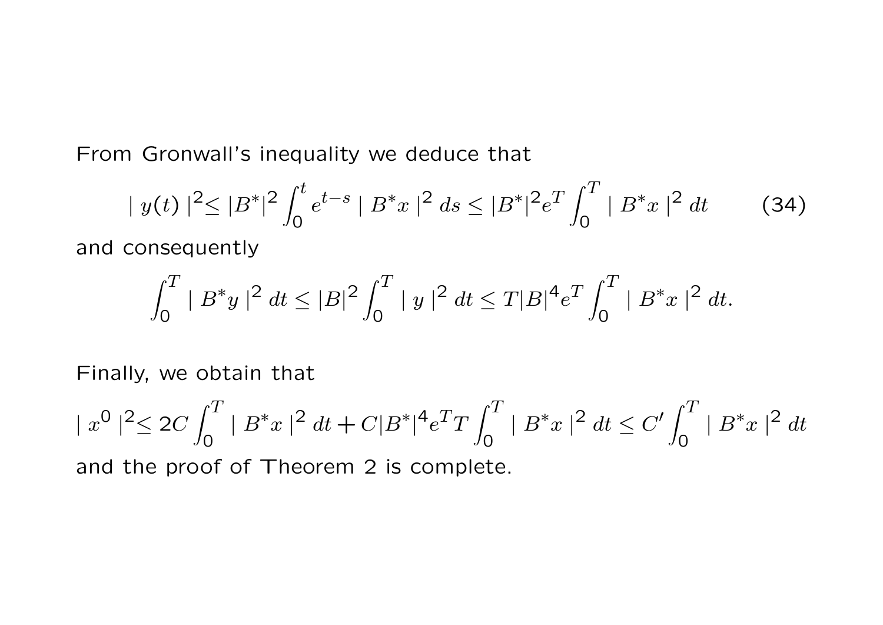From Gronwall's inequality we deduce that

$$| y(t) |^2 \leq |B^*|^2 \int_0^t e^{t-s} | B^* x |^2 \, ds \leq |B^*|^2 e^T \int_0^T | B^* x |^2 \, dt \tag{34}$$

and consequently

$$\int_0^T | B^* y |^2 \, dt \leq |B|^2 \int_0^T | y |^2 \, dt \leq T |B|^4 e^T \int_0^T | B^* x |^2 \, dt.$$

Finally, we obtain that

$$| x^0 |^2 \leq 2C \int_0^T | B^* x |^2 \, dt + C |B^*|^4 e^T T \int_0^T | B^* x |^2 \, dt \leq C' \int_0^T | B^* x |^2 \, dt$$

and the proof of Theorem 2 is complete.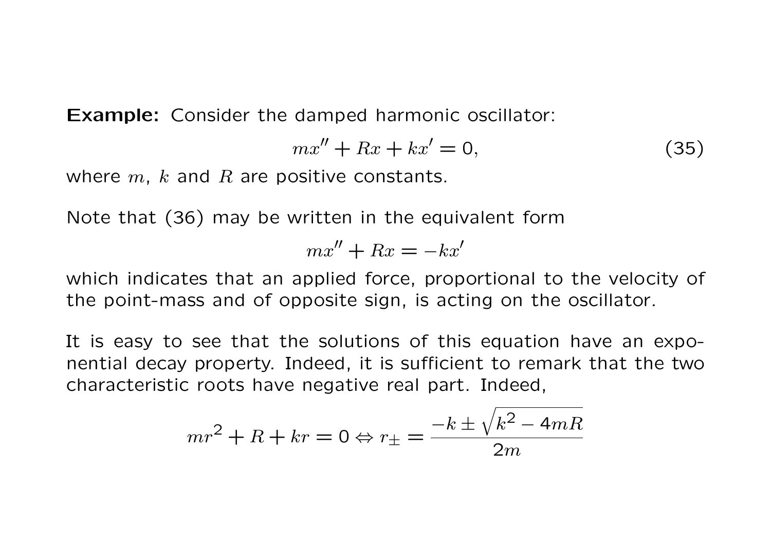**Example:** Consider the damped harmonic oscillator:

$$mx'' + Rx + kx' = 0, \tag{35}$$

where $m$, $k$ and $R$ are positive constants.

Note that (36) may be written in the equivalent form

$$mx'' + Rx = -kx'$$

which indicates that an applied force, proportional to the velocity of the point-mass and of opposite sign, is acting on the oscillator.

It is easy to see that the solutions of this equation have an exponential decay property. Indeed, it is sufficient to remark that the two characteristic roots have negative real part. Indeed,

$$mr^2 + R + kr = 0 \Leftrightarrow r_{\pm} = \frac{-k \pm \sqrt{k^2 - 4mR}}{2m}$$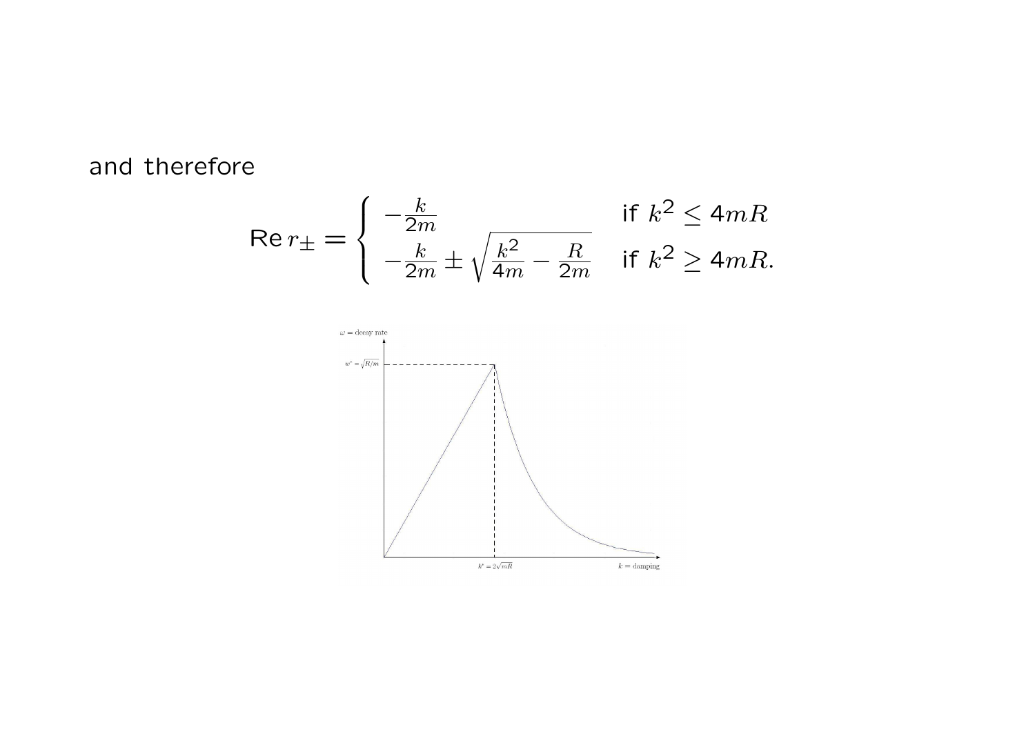and therefore

$$
\operatorname{Re} r_{\pm} = \begin{cases} -\frac{k}{2m} & \text{if } k^2 \leq 4mR \\ -\frac{k}{2m} \pm \sqrt{\frac{k^2}{4m} - \frac{R}{2m}} & \text{if } k^2 \geq 4mR. \end{cases}
$$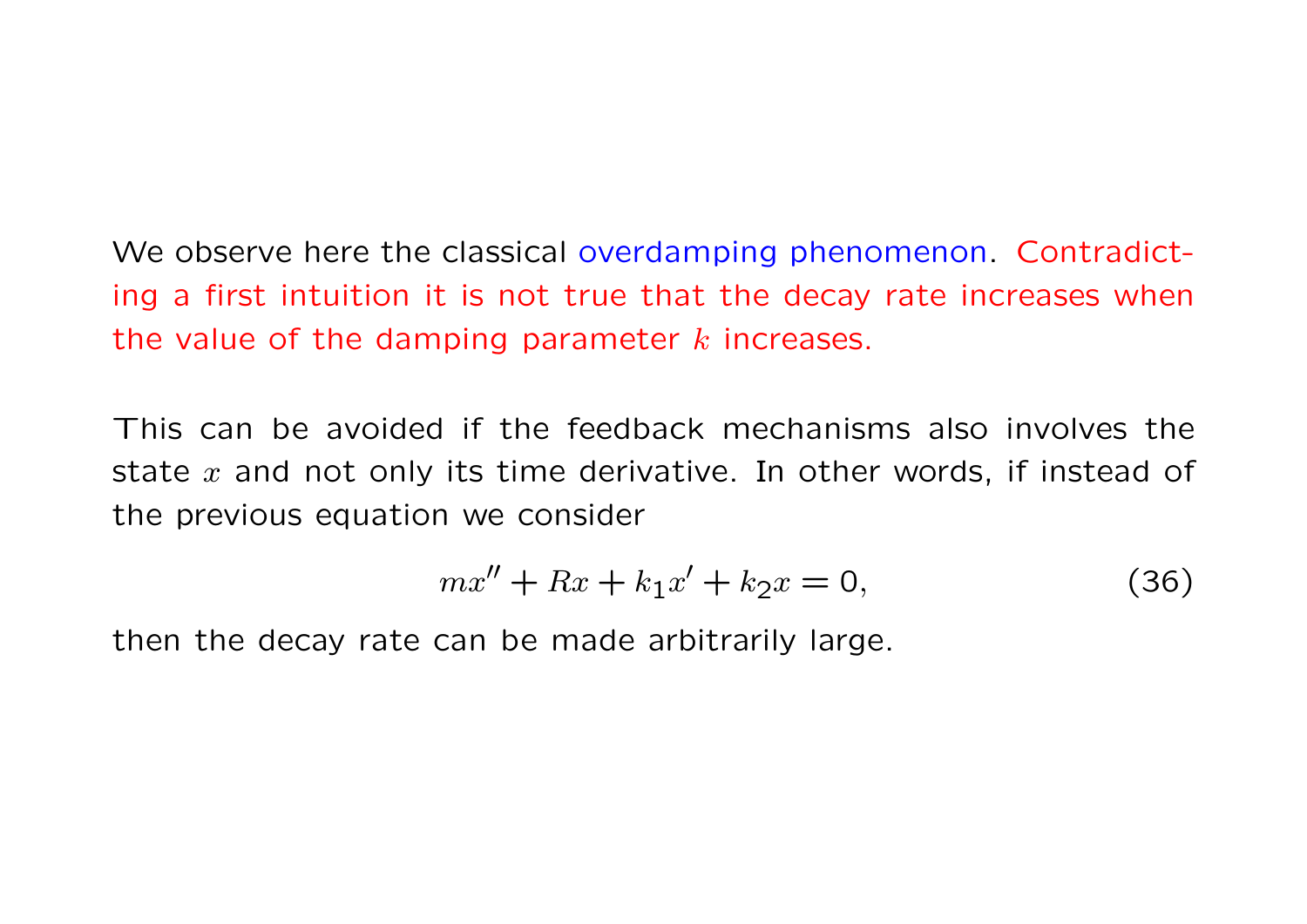We observe here the classical overdamping phenomenon. Contradicting a first intuition it is not true that the decay rate increases when the value of the damping parameter $k$ increases.

This can be avoided if the feedback mechanisms also involves the state $x$ and not only its time derivative. In other words, if instead of the previous equation we consider

$$mx'' + Rx + k_1 x' + k_2 x = 0, \tag{36}$$

then the decay rate can be made arbitrarily large.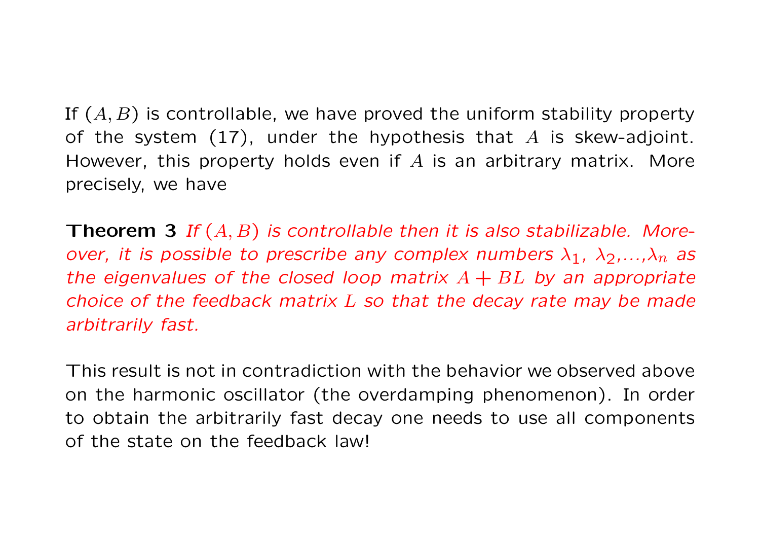If $(A, B)$ is controllable, we have proved the uniform stability property of the system (17), under the hypothesis that $A$ is skew-adjoint. However, this property holds even if $A$ is an arbitrary matrix. More precisely, we have

**Theorem 3** *If $(A, B)$ is controllable then it is also stabilizable. Moreover, it is possible to prescribe any complex numbers $\lambda_1$, $\lambda_2$,...,$\lambda_n$ as the eigenvalues of the closed loop matrix $A + BL$ by an appropriate choice of the feedback matrix $L$ so that the decay rate may be made arbitrarily fast.*

This result is not in contradiction with the behavior we observed above on the harmonic oscillator (the overdamping phenomenon). In order to obtain the arbitrarily fast decay one needs to use all components of the state on the feedback law!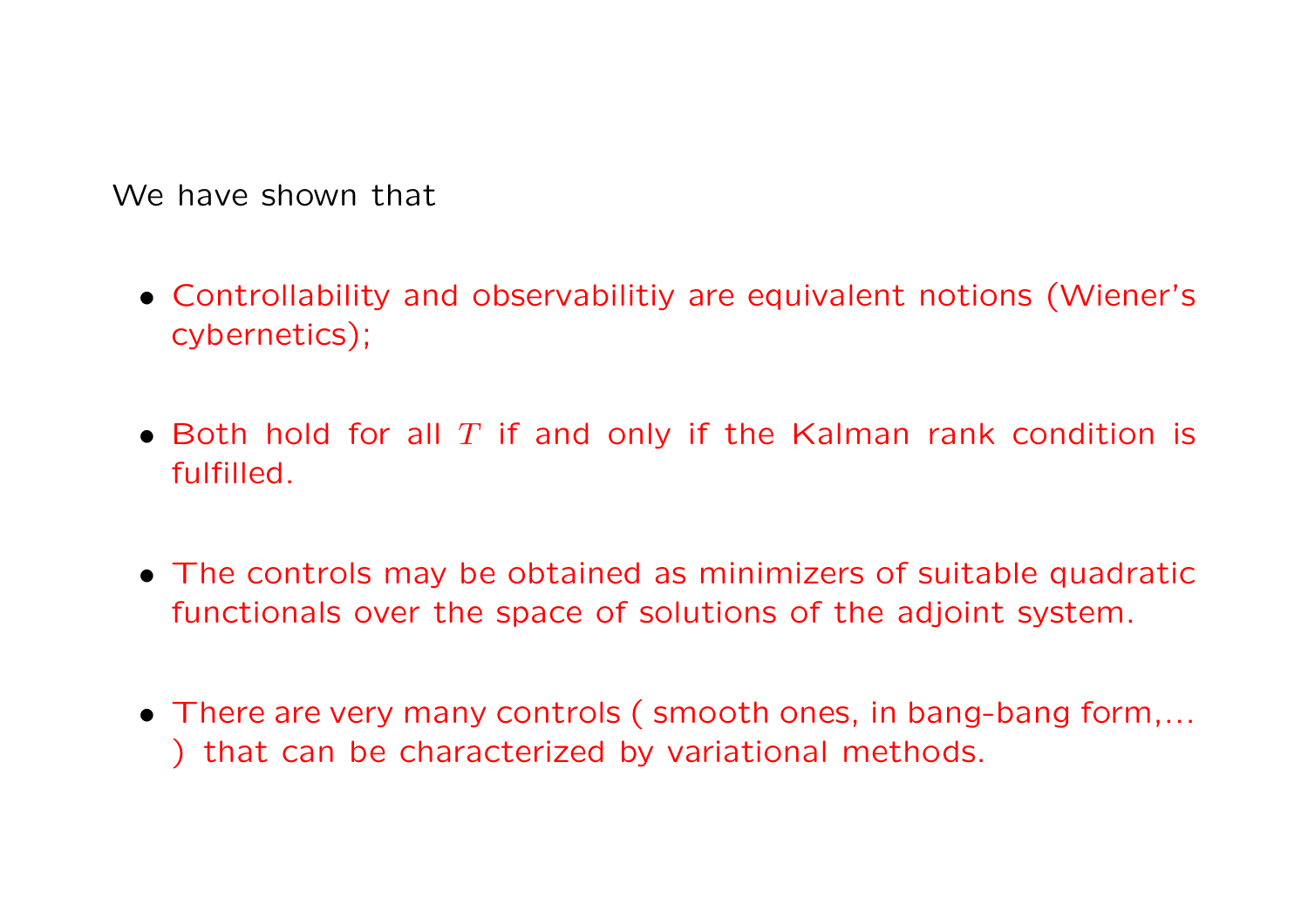We have shown that

- Controllability and observabilitiy are equivalent notions (Wiener's cybernetics);

- Both hold for all $T$ if and only if the Kalman rank condition is fulfilled.

- The controls may be obtained as minimizers of suitable quadratic functionals over the space of solutions of the adjoint system.

- There are very many controls ( smooth ones, in bang-bang form,... ) that can be characterized by variational methods.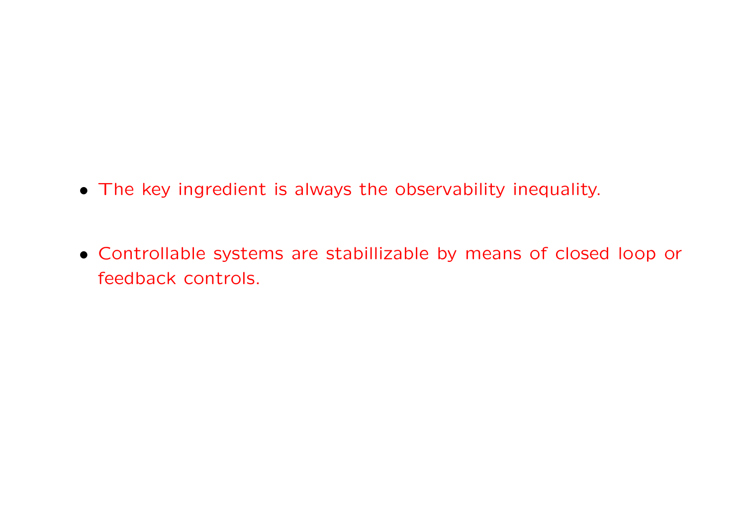- The key ingredient is always the observability inequality.

- Controllable systems are stabillizable by means of closed loop or feedback controls.